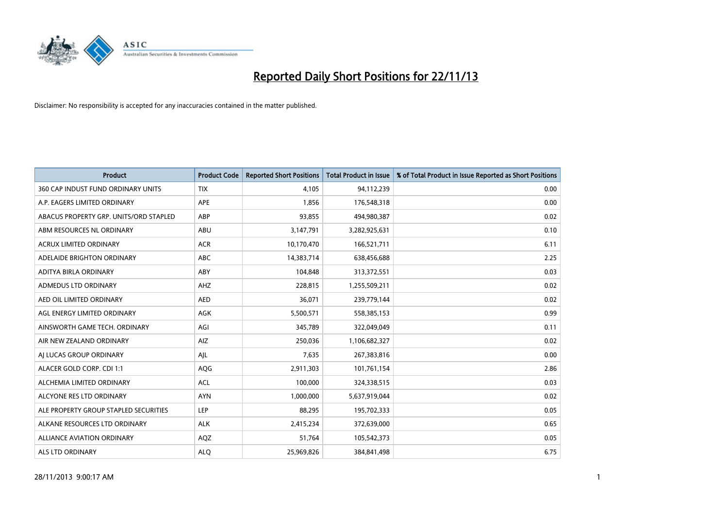# Reported Daily Short Positions for 22/11/13

Disclaimer: No responsibility is accepted for any inaccuracies contained in the matter published.

| Product | Product Code | Reported Short Positions | Total Product in Issue | % of Total Product in Issue Reported as Short Positions |
|---|---|---|---|---|
| 360 CAP INDUST FUND ORDINARY UNITS | TIX | 4,105 | 94,112,239 | 0.00 |
| A.P. EAGERS LIMITED ORDINARY | APE | 1,856 | 176,548,318 | 0.00 |
| ABACUS PROPERTY GRP. UNITS/ORD STAPLED | ABP | 93,855 | 494,980,387 | 0.02 |
| ABM RESOURCES NL ORDINARY | ABU | 3,147,791 | 3,282,925,631 | 0.10 |
| ACRUX LIMITED ORDINARY | ACR | 10,170,470 | 166,521,711 | 6.11 |
| ADELAIDE BRIGHTON ORDINARY | ABC | 14,383,714 | 638,456,688 | 2.25 |
| ADITYA BIRLA ORDINARY | ABY | 104,848 | 313,372,551 | 0.03 |
| ADMEDUS LTD ORDINARY | AHZ | 228,815 | 1,255,509,211 | 0.02 |
| AED OIL LIMITED ORDINARY | AED | 36,071 | 239,779,144 | 0.02 |
| AGL ENERGY LIMITED ORDINARY | AGK | 5,500,571 | 558,385,153 | 0.99 |
| AINSWORTH GAME TECH. ORDINARY | AGI | 345,789 | 322,049,049 | 0.11 |
| AIR NEW ZEALAND ORDINARY | AIZ | 250,036 | 1,106,682,327 | 0.02 |
| AJ LUCAS GROUP ORDINARY | AJL | 7,635 | 267,383,816 | 0.00 |
| ALACER GOLD CORP. CDI 1:1 | AQG | 2,911,303 | 101,761,154 | 2.86 |
| ALCHEMIA LIMITED ORDINARY | ACL | 100,000 | 324,338,515 | 0.03 |
| ALCYONE RES LTD ORDINARY | AYN | 1,000,000 | 5,637,919,044 | 0.02 |
| ALE PROPERTY GROUP STAPLED SECURITIES | LEP | 88,295 | 195,702,333 | 0.05 |
| ALKANE RESOURCES LTD ORDINARY | ALK | 2,415,234 | 372,639,000 | 0.65 |
| ALLIANCE AVIATION ORDINARY | AQZ | 51,764 | 105,542,373 | 0.05 |
| ALS LTD ORDINARY | ALQ | 25,969,826 | 384,841,498 | 6.75 |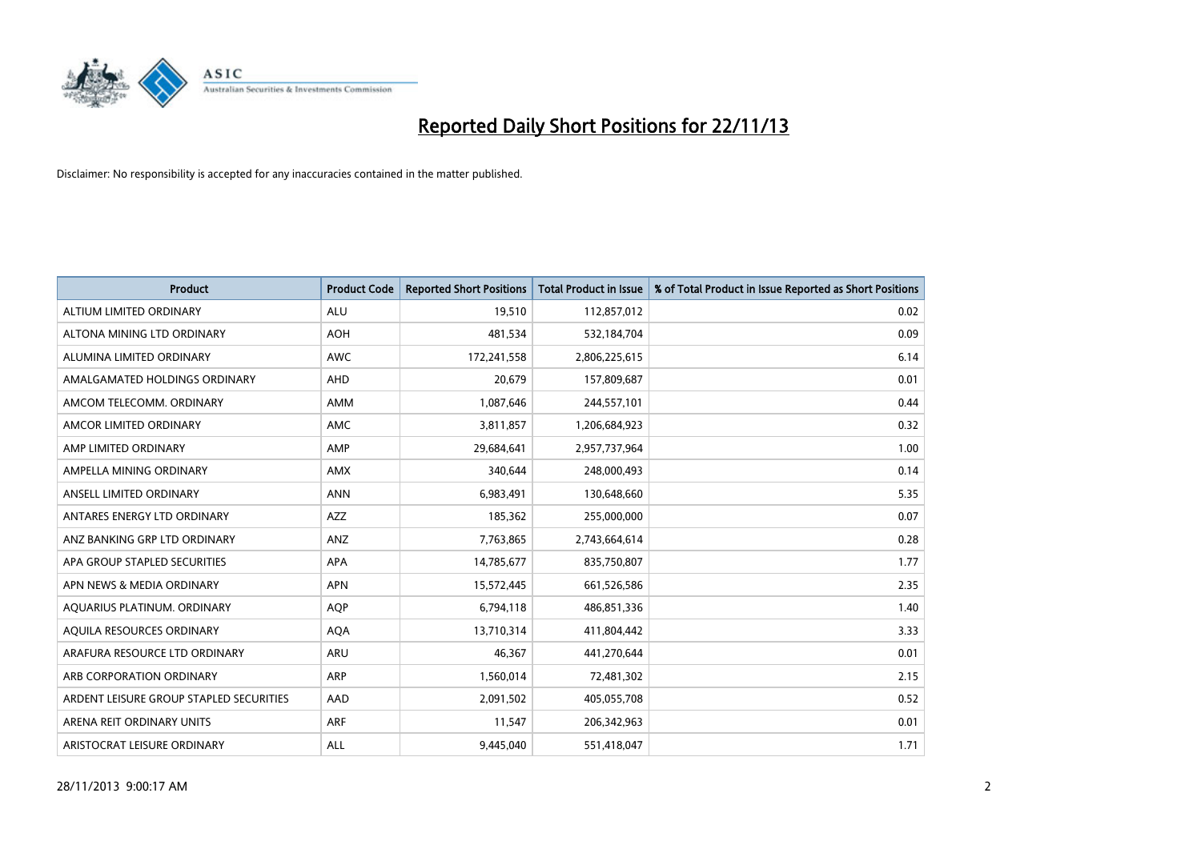# Reported Daily Short Positions for 22/11/13

Disclaimer: No responsibility is accepted for any inaccuracies contained in the matter published.

| Product | Product Code | Reported Short Positions | Total Product in Issue | % of Total Product in Issue Reported as Short Positions |
|---|---|---|---|---|
| ALTIUM LIMITED ORDINARY | ALU | 19,510 | 112,857,012 | 0.02 |
| ALTONA MINING LTD ORDINARY | AOH | 481,534 | 532,184,704 | 0.09 |
| ALUMINA LIMITED ORDINARY | AWC | 172,241,558 | 2,806,225,615 | 6.14 |
| AMALGAMATED HOLDINGS ORDINARY | AHD | 20,679 | 157,809,687 | 0.01 |
| AMCOM TELECOMM. ORDINARY | AMM | 1,087,646 | 244,557,101 | 0.44 |
| AMCOR LIMITED ORDINARY | AMC | 3,811,857 | 1,206,684,923 | 0.32 |
| AMP LIMITED ORDINARY | AMP | 29,684,641 | 2,957,737,964 | 1.00 |
| AMPELLA MINING ORDINARY | AMX | 340,644 | 248,000,493 | 0.14 |
| ANSELL LIMITED ORDINARY | ANN | 6,983,491 | 130,648,660 | 5.35 |
| ANTARES ENERGY LTD ORDINARY | AZZ | 185,362 | 255,000,000 | 0.07 |
| ANZ BANKING GRP LTD ORDINARY | ANZ | 7,763,865 | 2,743,664,614 | 0.28 |
| APA GROUP STAPLED SECURITIES | APA | 14,785,677 | 835,750,807 | 1.77 |
| APN NEWS & MEDIA ORDINARY | APN | 15,572,445 | 661,526,586 | 2.35 |
| AQUARIUS PLATINUM. ORDINARY | AQP | 6,794,118 | 486,851,336 | 1.40 |
| AQUILA RESOURCES ORDINARY | AQA | 13,710,314 | 411,804,442 | 3.33 |
| ARAFURA RESOURCE LTD ORDINARY | ARU | 46,367 | 441,270,644 | 0.01 |
| ARB CORPORATION ORDINARY | ARP | 1,560,014 | 72,481,302 | 2.15 |
| ARDENT LEISURE GROUP STAPLED SECURITIES | AAD | 2,091,502 | 405,055,708 | 0.52 |
| ARENA REIT ORDINARY UNITS | ARF | 11,547 | 206,342,963 | 0.01 |
| ARISTOCRAT LEISURE ORDINARY | ALL | 9,445,040 | 551,418,047 | 1.71 |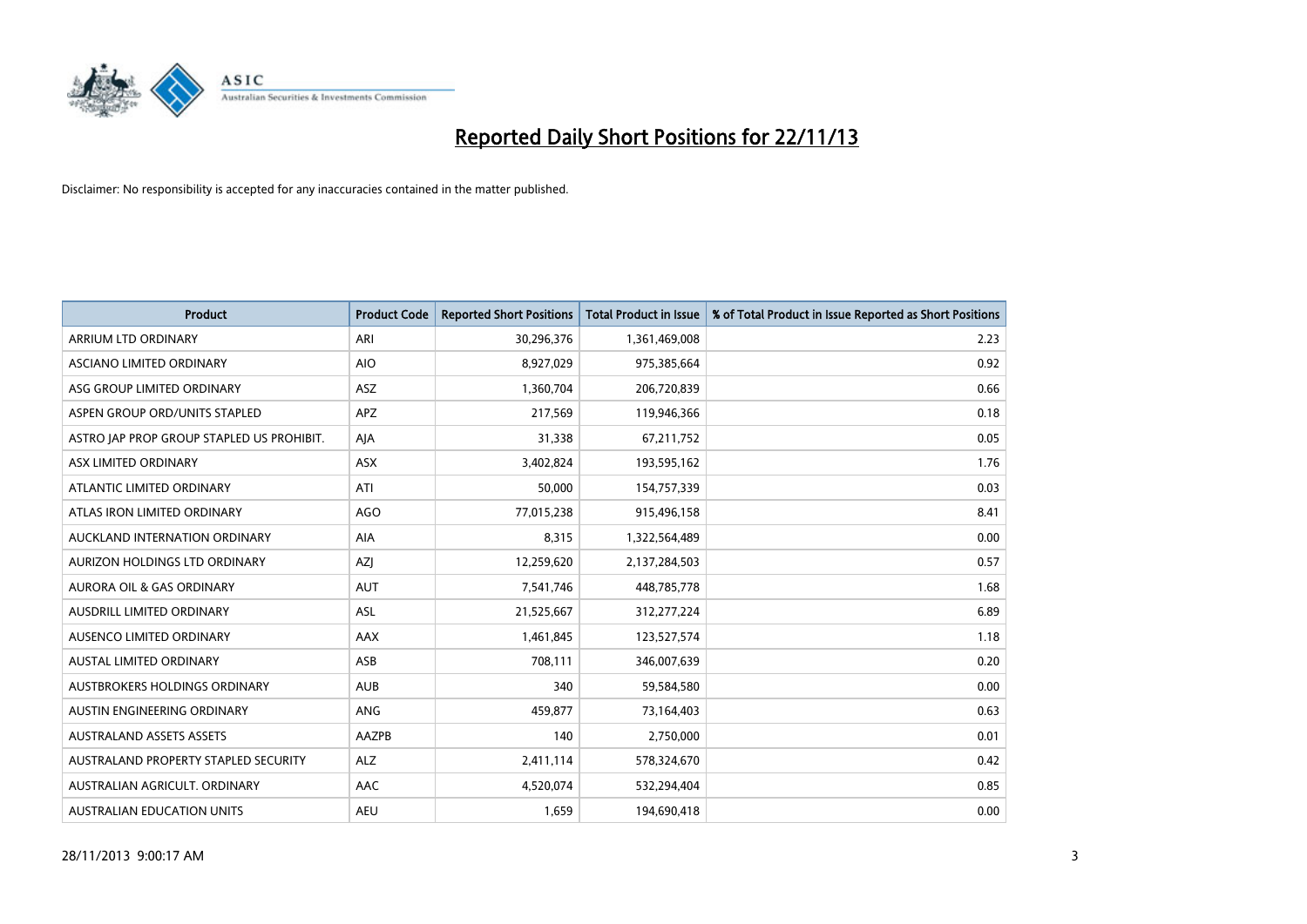# Reported Daily Short Positions for 22/11/13

Disclaimer: No responsibility is accepted for any inaccuracies contained in the matter published.

| Product | Product Code | Reported Short Positions | Total Product in Issue | % of Total Product in Issue Reported as Short Positions |
|---|---|---|---|---|
| ARRIUM LTD ORDINARY | ARI | 30,296,376 | 1,361,469,008 | 2.23 |
| ASCIANO LIMITED ORDINARY | AIO | 8,927,029 | 975,385,664 | 0.92 |
| ASG GROUP LIMITED ORDINARY | ASZ | 1,360,704 | 206,720,839 | 0.66 |
| ASPEN GROUP ORD/UNITS STAPLED | APZ | 217,569 | 119,946,366 | 0.18 |
| ASTRO JAP PROP GROUP STAPLED US PROHIBIT. | AJA | 31,338 | 67,211,752 | 0.05 |
| ASX LIMITED ORDINARY | ASX | 3,402,824 | 193,595,162 | 1.76 |
| ATLANTIC LIMITED ORDINARY | ATI | 50,000 | 154,757,339 | 0.03 |
| ATLAS IRON LIMITED ORDINARY | AGO | 77,015,238 | 915,496,158 | 8.41 |
| AUCKLAND INTERNATION ORDINARY | AIA | 8,315 | 1,322,564,489 | 0.00 |
| AURIZON HOLDINGS LTD ORDINARY | AZJ | 12,259,620 | 2,137,284,503 | 0.57 |
| AURORA OIL & GAS ORDINARY | AUT | 7,541,746 | 448,785,778 | 1.68 |
| AUSDRILL LIMITED ORDINARY | ASL | 21,525,667 | 312,277,224 | 6.89 |
| AUSENCO LIMITED ORDINARY | AAX | 1,461,845 | 123,527,574 | 1.18 |
| AUSTAL LIMITED ORDINARY | ASB | 708,111 | 346,007,639 | 0.20 |
| AUSTBROKERS HOLDINGS ORDINARY | AUB | 340 | 59,584,580 | 0.00 |
| AUSTIN ENGINEERING ORDINARY | ANG | 459,877 | 73,164,403 | 0.63 |
| AUSTRALAND ASSETS ASSETS | AAZPB | 140 | 2,750,000 | 0.01 |
| AUSTRALAND PROPERTY STAPLED SECURITY | ALZ | 2,411,114 | 578,324,670 | 0.42 |
| AUSTRALIAN AGRICULT. ORDINARY | AAC | 4,520,074 | 532,294,404 | 0.85 |
| AUSTRALIAN EDUCATION UNITS | AEU | 1,659 | 194,690,418 | 0.00 |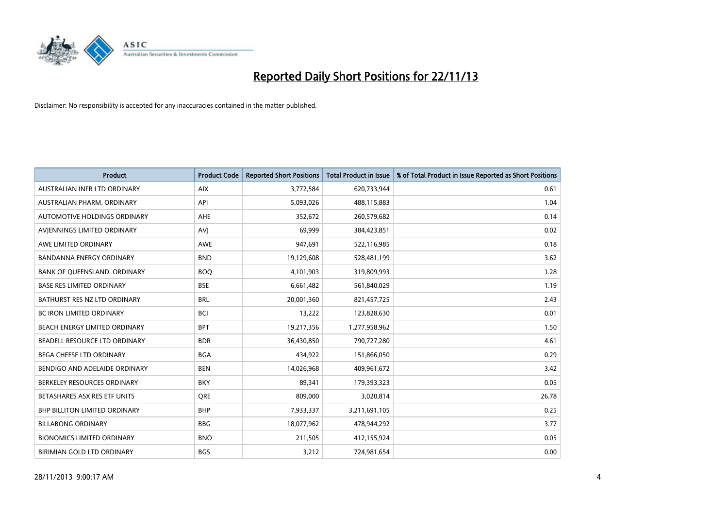# Reported Daily Short Positions for 22/11/13

Disclaimer: No responsibility is accepted for any inaccuracies contained in the matter published.

| Product | Product Code | Reported Short Positions | Total Product in Issue | % of Total Product in Issue Reported as Short Positions |
|---|---|---|---|---|
| AUSTRALIAN INFR LTD ORDINARY | AIX | 3,772,584 | 620,733,944 | 0.61 |
| AUSTRALIAN PHARM. ORDINARY | API | 5,093,026 | 488,115,883 | 1.04 |
| AUTOMOTIVE HOLDINGS ORDINARY | AHE | 352,672 | 260,579,682 | 0.14 |
| AVJENNINGS LIMITED ORDINARY | AVJ | 69,999 | 384,423,851 | 0.02 |
| AWE LIMITED ORDINARY | AWE | 947,691 | 522,116,985 | 0.18 |
| BANDANNA ENERGY ORDINARY | BND | 19,129,608 | 528,481,199 | 3.62 |
| BANK OF QUEENSLAND. ORDINARY | BOQ | 4,101,903 | 319,809,993 | 1.28 |
| BASE RES LIMITED ORDINARY | BSE | 6,661,482 | 561,840,029 | 1.19 |
| BATHURST RES NZ LTD ORDINARY | BRL | 20,001,360 | 821,457,725 | 2.43 |
| BC IRON LIMITED ORDINARY | BCI | 13,222 | 123,828,630 | 0.01 |
| BEACH ENERGY LIMITED ORDINARY | BPT | 19,217,356 | 1,277,958,962 | 1.50 |
| BEADELL RESOURCE LTD ORDINARY | BDR | 36,430,850 | 790,727,280 | 4.61 |
| BEGA CHEESE LTD ORDINARY | BGA | 434,922 | 151,866,050 | 0.29 |
| BENDIGO AND ADELAIDE ORDINARY | BEN | 14,026,968 | 409,961,672 | 3.42 |
| BERKELEY RESOURCES ORDINARY | BKY | 89,341 | 179,393,323 | 0.05 |
| BETASHARES ASX RES ETF UNITS | QRE | 809,000 | 3,020,814 | 26.78 |
| BHP BILLITON LIMITED ORDINARY | BHP | 7,933,337 | 3,211,691,105 | 0.25 |
| BILLABONG ORDINARY | BBG | 18,077,962 | 478,944,292 | 3.77 |
| BIONOMICS LIMITED ORDINARY | BNO | 211,505 | 412,155,924 | 0.05 |
| BIRIMIAN GOLD LTD ORDINARY | BGS | 3,212 | 724,981,654 | 0.00 |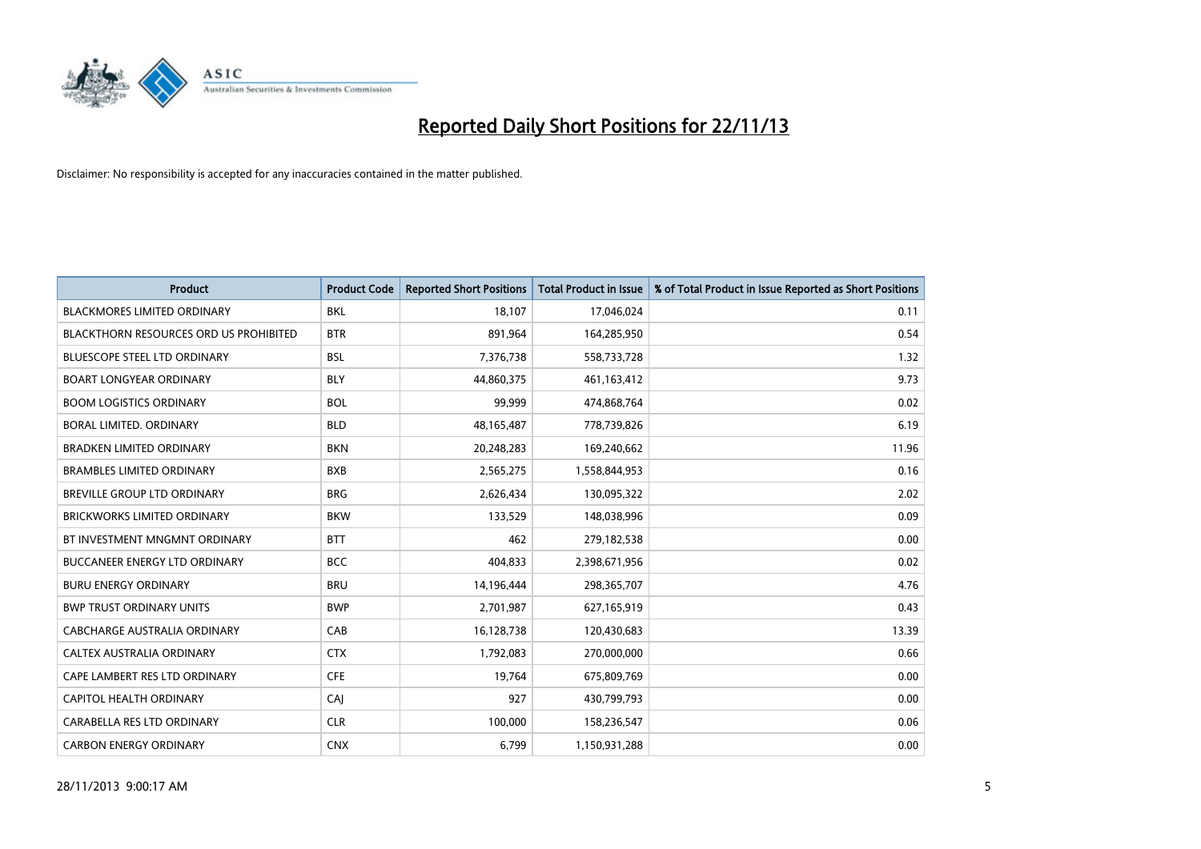# Reported Daily Short Positions for 22/11/13

Disclaimer: No responsibility is accepted for any inaccuracies contained in the matter published.

| Product | Product Code | Reported Short Positions | Total Product in Issue | % of Total Product in Issue Reported as Short Positions |
|---|---|---|---|---|
| BLACKMORES LIMITED ORDINARY | BKL | 18,107 | 17,046,024 | 0.11 |
| BLACKTHORN RESOURCES ORD US PROHIBITED | BTR | 891,964 | 164,285,950 | 0.54 |
| BLUESCOPE STEEL LTD ORDINARY | BSL | 7,376,738 | 558,733,728 | 1.32 |
| BOART LONGYEAR ORDINARY | BLY | 44,860,375 | 461,163,412 | 9.73 |
| BOOM LOGISTICS ORDINARY | BOL | 99,999 | 474,868,764 | 0.02 |
| BORAL LIMITED. ORDINARY | BLD | 48,165,487 | 778,739,826 | 6.19 |
| BRADKEN LIMITED ORDINARY | BKN | 20,248,283 | 169,240,662 | 11.96 |
| BRAMBLES LIMITED ORDINARY | BXB | 2,565,275 | 1,558,844,953 | 0.16 |
| BREVILLE GROUP LTD ORDINARY | BRG | 2,626,434 | 130,095,322 | 2.02 |
| BRICKWORKS LIMITED ORDINARY | BKW | 133,529 | 148,038,996 | 0.09 |
| BT INVESTMENT MNGMNT ORDINARY | BTT | 462 | 279,182,538 | 0.00 |
| BUCCANEER ENERGY LTD ORDINARY | BCC | 404,833 | 2,398,671,956 | 0.02 |
| BURU ENERGY ORDINARY | BRU | 14,196,444 | 298,365,707 | 4.76 |
| BWP TRUST ORDINARY UNITS | BWP | 2,701,987 | 627,165,919 | 0.43 |
| CABCHARGE AUSTRALIA ORDINARY | CAB | 16,128,738 | 120,430,683 | 13.39 |
| CALTEX AUSTRALIA ORDINARY | CTX | 1,792,083 | 270,000,000 | 0.66 |
| CAPE LAMBERT RES LTD ORDINARY | CFE | 19,764 | 675,809,769 | 0.00 |
| CAPITOL HEALTH ORDINARY | CAJ | 927 | 430,799,793 | 0.00 |
| CARABELLA RES LTD ORDINARY | CLR | 100,000 | 158,236,547 | 0.06 |
| CARBON ENERGY ORDINARY | CNX | 6,799 | 1,150,931,288 | 0.00 |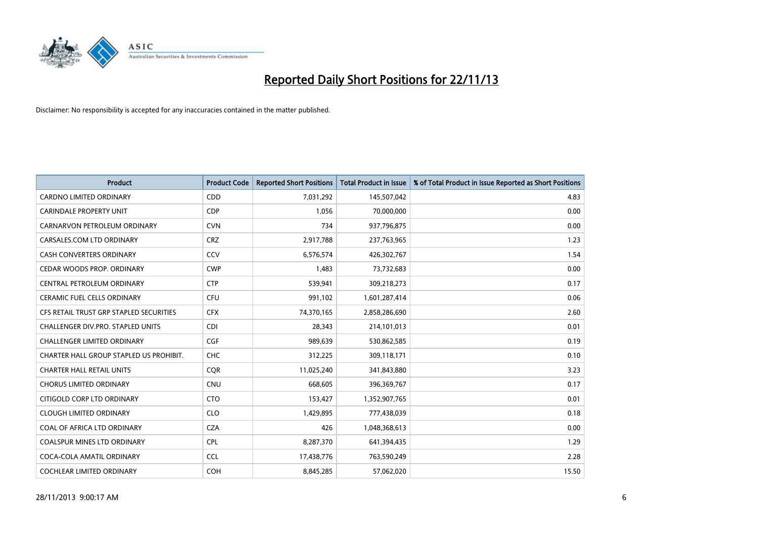# Reported Daily Short Positions for 22/11/13

Disclaimer: No responsibility is accepted for any inaccuracies contained in the matter published.

| Product | Product Code | Reported Short Positions | Total Product in Issue | % of Total Product in Issue Reported as Short Positions |
|---|---|---|---|---|
| CARDNO LIMITED ORDINARY | CDD | 7,031,292 | 145,507,042 | 4.83 |
| CARINDALE PROPERTY UNIT | CDP | 1,056 | 70,000,000 | 0.00 |
| CARNARVON PETROLEUM ORDINARY | CVN | 734 | 937,796,875 | 0.00 |
| CARSALES.COM LTD ORDINARY | CRZ | 2,917,788 | 237,763,965 | 1.23 |
| CASH CONVERTERS ORDINARY | CCV | 6,576,574 | 426,302,767 | 1.54 |
| CEDAR WOODS PROP. ORDINARY | CWP | 1,483 | 73,732,683 | 0.00 |
| CENTRAL PETROLEUM ORDINARY | CTP | 539,941 | 309,218,273 | 0.17 |
| CERAMIC FUEL CELLS ORDINARY | CFU | 991,102 | 1,601,287,414 | 0.06 |
| CFS RETAIL TRUST GRP STAPLED SECURITIES | CFX | 74,370,165 | 2,858,286,690 | 2.60 |
| CHALLENGER DIV.PRO. STAPLED UNITS | CDI | 28,343 | 214,101,013 | 0.01 |
| CHALLENGER LIMITED ORDINARY | CGF | 989,639 | 530,862,585 | 0.19 |
| CHARTER HALL GROUP STAPLED US PROHIBIT. | CHC | 312,225 | 309,118,171 | 0.10 |
| CHARTER HALL RETAIL UNITS | CQR | 11,025,240 | 341,843,880 | 3.23 |
| CHORUS LIMITED ORDINARY | CNU | 668,605 | 396,369,767 | 0.17 |
| CITIGOLD CORP LTD ORDINARY | CTO | 153,427 | 1,352,907,765 | 0.01 |
| CLOUGH LIMITED ORDINARY | CLO | 1,429,895 | 777,438,039 | 0.18 |
| COAL OF AFRICA LTD ORDINARY | CZA | 426 | 1,048,368,613 | 0.00 |
| COALSPUR MINES LTD ORDINARY | CPL | 8,287,370 | 641,394,435 | 1.29 |
| COCA-COLA AMATIL ORDINARY | CCL | 17,438,776 | 763,590,249 | 2.28 |
| COCHLEAR LIMITED ORDINARY | COH | 8,845,285 | 57,062,020 | 15.50 |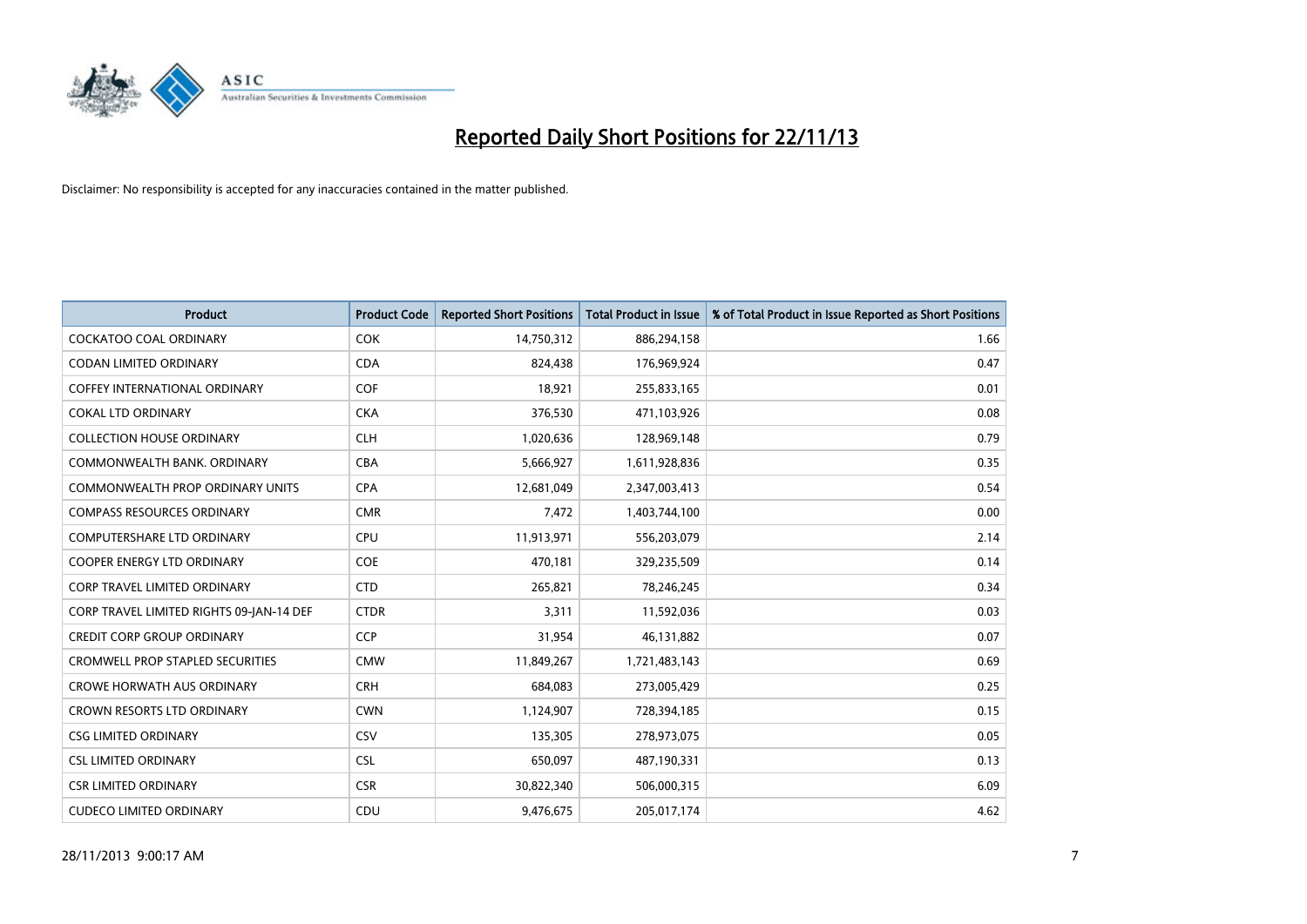# Reported Daily Short Positions for 22/11/13

Disclaimer: No responsibility is accepted for any inaccuracies contained in the matter published.

| Product | Product Code | Reported Short Positions | Total Product in Issue | % of Total Product in Issue Reported as Short Positions |
|---|---|---|---|---|
| COCKATOO COAL ORDINARY | COK | 14,750,312 | 886,294,158 | 1.66 |
| CODAN LIMITED ORDINARY | CDA | 824,438 | 176,969,924 | 0.47 |
| COFFEY INTERNATIONAL ORDINARY | COF | 18,921 | 255,833,165 | 0.01 |
| COKAL LTD ORDINARY | CKA | 376,530 | 471,103,926 | 0.08 |
| COLLECTION HOUSE ORDINARY | CLH | 1,020,636 | 128,969,148 | 0.79 |
| COMMONWEALTH BANK. ORDINARY | CBA | 5,666,927 | 1,611,928,836 | 0.35 |
| COMMONWEALTH PROP ORDINARY UNITS | CPA | 12,681,049 | 2,347,003,413 | 0.54 |
| COMPASS RESOURCES ORDINARY | CMR | 7,472 | 1,403,744,100 | 0.00 |
| COMPUTERSHARE LTD ORDINARY | CPU | 11,913,971 | 556,203,079 | 2.14 |
| COOPER ENERGY LTD ORDINARY | COE | 470,181 | 329,235,509 | 0.14 |
| CORP TRAVEL LIMITED ORDINARY | CTD | 265,821 | 78,246,245 | 0.34 |
| CORP TRAVEL LIMITED RIGHTS 09-JAN-14 DEF | CTDR | 3,311 | 11,592,036 | 0.03 |
| CREDIT CORP GROUP ORDINARY | CCP | 31,954 | 46,131,882 | 0.07 |
| CROMWELL PROP STAPLED SECURITIES | CMW | 11,849,267 | 1,721,483,143 | 0.69 |
| CROWE HORWATH AUS ORDINARY | CRH | 684,083 | 273,005,429 | 0.25 |
| CROWN RESORTS LTD ORDINARY | CWN | 1,124,907 | 728,394,185 | 0.15 |
| CSG LIMITED ORDINARY | CSV | 135,305 | 278,973,075 | 0.05 |
| CSL LIMITED ORDINARY | CSL | 650,097 | 487,190,331 | 0.13 |
| CSR LIMITED ORDINARY | CSR | 30,822,340 | 506,000,315 | 6.09 |
| CUDECO LIMITED ORDINARY | CDU | 9,476,675 | 205,017,174 | 4.62 |

28/11/2013 9:00:17 AM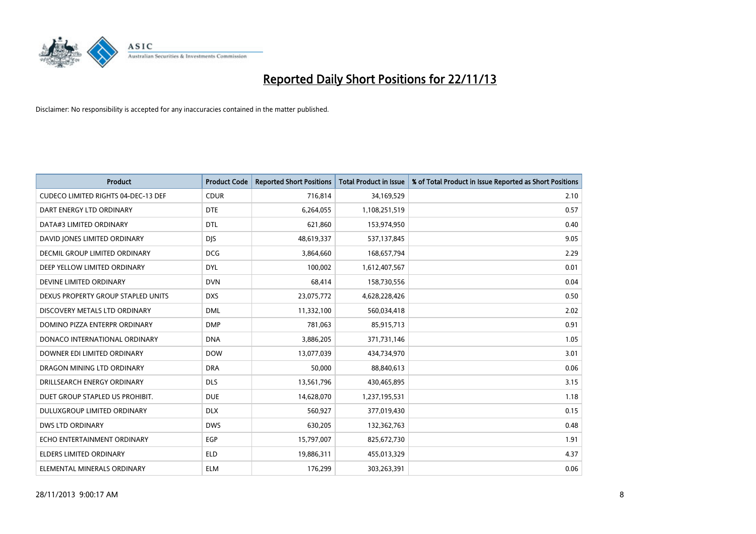# Reported Daily Short Positions for 22/11/13

Disclaimer: No responsibility is accepted for any inaccuracies contained in the matter published.

| Product | Product Code | Reported Short Positions | Total Product in Issue | % of Total Product in Issue Reported as Short Positions |
|---|---|---|---|---|
| CUDECO LIMITED RIGHTS 04-DEC-13 DEF | CDUR | 716,814 | 34,169,529 | 2.10 |
| DART ENERGY LTD ORDINARY | DTE | 6,264,055 | 1,108,251,519 | 0.57 |
| DATA#3 LIMITED ORDINARY | DTL | 621,860 | 153,974,950 | 0.40 |
| DAVID JONES LIMITED ORDINARY | DJS | 48,619,337 | 537,137,845 | 9.05 |
| DECMIL GROUP LIMITED ORDINARY | DCG | 3,864,660 | 168,657,794 | 2.29 |
| DEEP YELLOW LIMITED ORDINARY | DYL | 100,002 | 1,612,407,567 | 0.01 |
| DEVINE LIMITED ORDINARY | DVN | 68,414 | 158,730,556 | 0.04 |
| DEXUS PROPERTY GROUP STAPLED UNITS | DXS | 23,075,772 | 4,628,228,426 | 0.50 |
| DISCOVERY METALS LTD ORDINARY | DML | 11,332,100 | 560,034,418 | 2.02 |
| DOMINO PIZZA ENTERPR ORDINARY | DMP | 781,063 | 85,915,713 | 0.91 |
| DONACO INTERNATIONAL ORDINARY | DNA | 3,886,205 | 371,731,146 | 1.05 |
| DOWNER EDI LIMITED ORDINARY | DOW | 13,077,039 | 434,734,970 | 3.01 |
| DRAGON MINING LTD ORDINARY | DRA | 50,000 | 88,840,613 | 0.06 |
| DRILLSEARCH ENERGY ORDINARY | DLS | 13,561,796 | 430,465,895 | 3.15 |
| DUET GROUP STAPLED US PROHIBIT. | DUE | 14,628,070 | 1,237,195,531 | 1.18 |
| DULUXGROUP LIMITED ORDINARY | DLX | 560,927 | 377,019,430 | 0.15 |
| DWS LTD ORDINARY | DWS | 630,205 | 132,362,763 | 0.48 |
| ECHO ENTERTAINMENT ORDINARY | EGP | 15,797,007 | 825,672,730 | 1.91 |
| ELDERS LIMITED ORDINARY | ELD | 19,886,311 | 455,013,329 | 4.37 |
| ELEMENTAL MINERALS ORDINARY | ELM | 176,299 | 303,263,391 | 0.06 |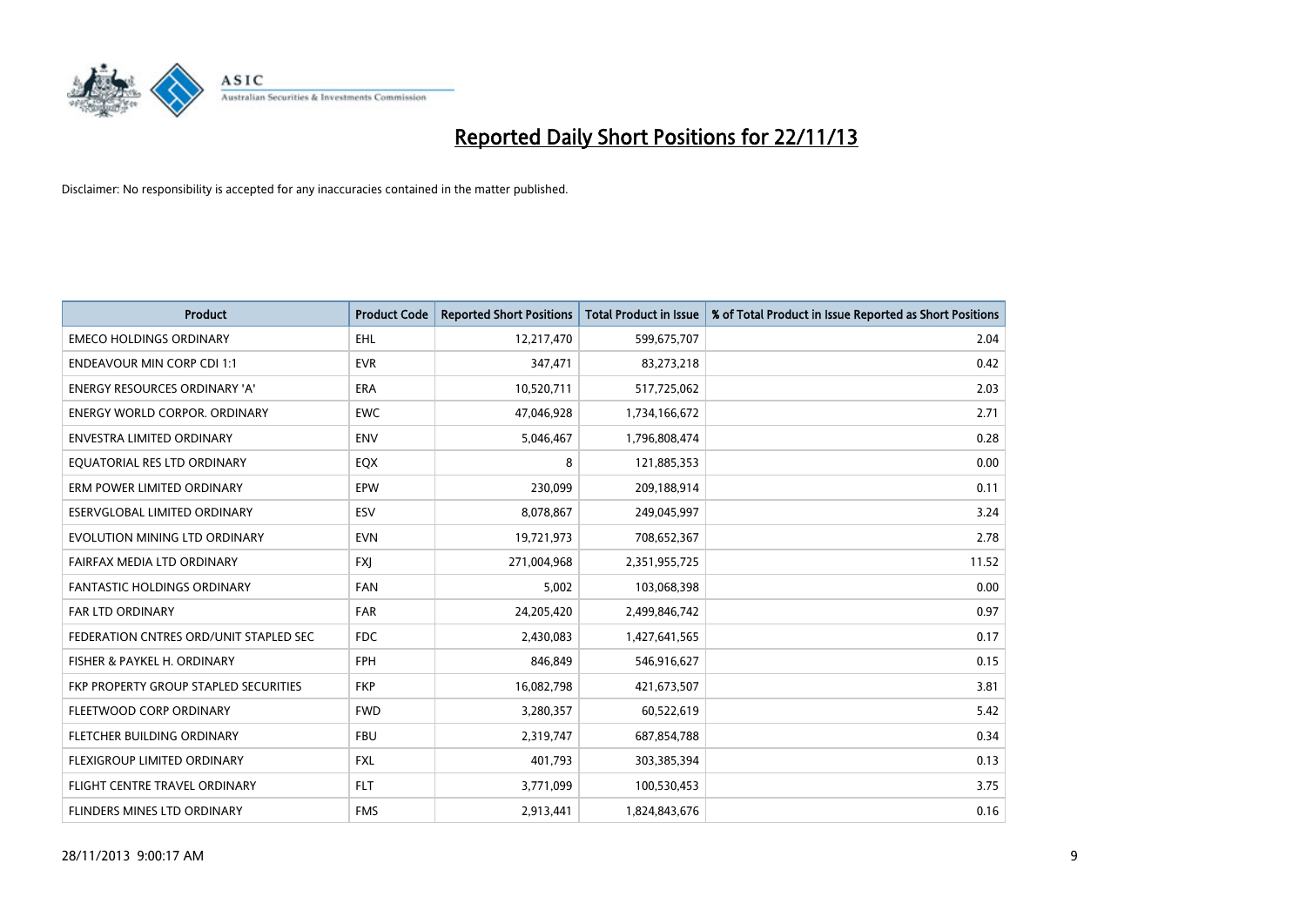# Reported Daily Short Positions for 22/11/13

Disclaimer: No responsibility is accepted for any inaccuracies contained in the matter published.

| Product | Product Code | Reported Short Positions | Total Product in Issue | % of Total Product in Issue Reported as Short Positions |
| --- | --- | --- | --- | --- |
| EMECO HOLDINGS ORDINARY | EHL | 12,217,470 | 599,675,707 | 2.04 |
| ENDEAVOUR MIN CORP CDI 1:1 | EVR | 347,471 | 83,273,218 | 0.42 |
| ENERGY RESOURCES ORDINARY 'A' | ERA | 10,520,711 | 517,725,062 | 2.03 |
| ENERGY WORLD CORPOR. ORDINARY | EWC | 47,046,928 | 1,734,166,672 | 2.71 |
| ENVESTRA LIMITED ORDINARY | ENV | 5,046,467 | 1,796,808,474 | 0.28 |
| EQUATORIAL RES LTD ORDINARY | EQX | 8 | 121,885,353 | 0.00 |
| ERM POWER LIMITED ORDINARY | EPW | 230,099 | 209,188,914 | 0.11 |
| ESERVGLOBAL LIMITED ORDINARY | ESV | 8,078,867 | 249,045,997 | 3.24 |
| EVOLUTION MINING LTD ORDINARY | EVN | 19,721,973 | 708,652,367 | 2.78 |
| FAIRFAX MEDIA LTD ORDINARY | FXJ | 271,004,968 | 2,351,955,725 | 11.52 |
| FANTASTIC HOLDINGS ORDINARY | FAN | 5,002 | 103,068,398 | 0.00 |
| FAR LTD ORDINARY | FAR | 24,205,420 | 2,499,846,742 | 0.97 |
| FEDERATION CNTRES ORD/UNIT STAPLED SEC | FDC | 2,430,083 | 1,427,641,565 | 0.17 |
| FISHER & PAYKEL H. ORDINARY | FPH | 846,849 | 546,916,627 | 0.15 |
| FKP PROPERTY GROUP STAPLED SECURITIES | FKP | 16,082,798 | 421,673,507 | 3.81 |
| FLEETWOOD CORP ORDINARY | FWD | 3,280,357 | 60,522,619 | 5.42 |
| FLETCHER BUILDING ORDINARY | FBU | 2,319,747 | 687,854,788 | 0.34 |
| FLEXIGROUP LIMITED ORDINARY | FXL | 401,793 | 303,385,394 | 0.13 |
| FLIGHT CENTRE TRAVEL ORDINARY | FLT | 3,771,099 | 100,530,453 | 3.75 |
| FLINDERS MINES LTD ORDINARY | FMS | 2,913,441 | 1,824,843,676 | 0.16 |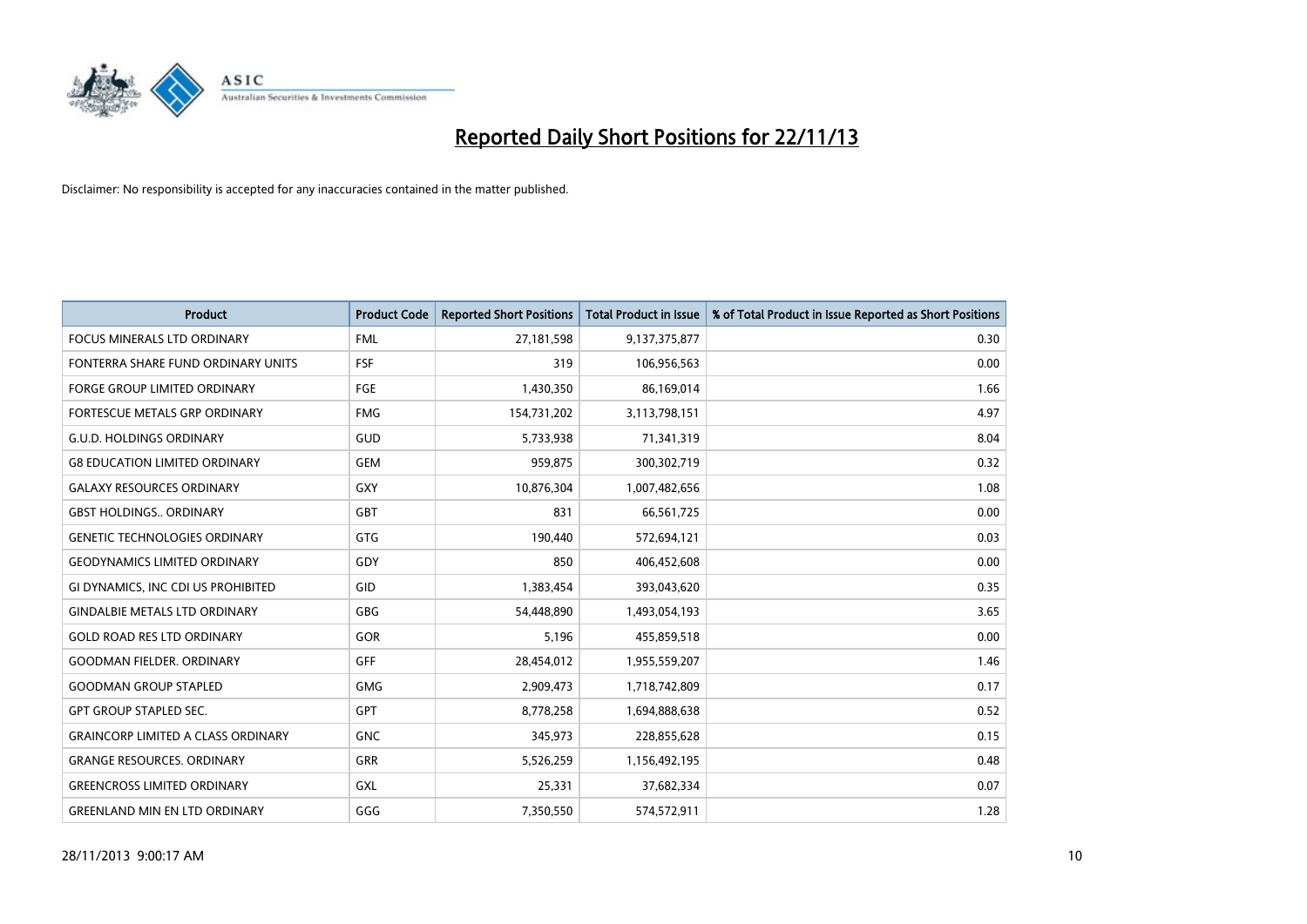# Reported Daily Short Positions for 22/11/13

Disclaimer: No responsibility is accepted for any inaccuracies contained in the matter published.

| Product | Product Code | Reported Short Positions | Total Product in Issue | % of Total Product in Issue Reported as Short Positions |
|---|---|---|---|---|
| FOCUS MINERALS LTD ORDINARY | FML | 27,181,598 | 9,137,375,877 | 0.30 |
| FONTERRA SHARE FUND ORDINARY UNITS | FSF | 319 | 106,956,563 | 0.00 |
| FORGE GROUP LIMITED ORDINARY | FGE | 1,430,350 | 86,169,014 | 1.66 |
| FORTESCUE METALS GRP ORDINARY | FMG | 154,731,202 | 3,113,798,151 | 4.97 |
| G.U.D. HOLDINGS ORDINARY | GUD | 5,733,938 | 71,341,319 | 8.04 |
| G8 EDUCATION LIMITED ORDINARY | GEM | 959,875 | 300,302,719 | 0.32 |
| GALAXY RESOURCES ORDINARY | GXY | 10,876,304 | 1,007,482,656 | 1.08 |
| GBST HOLDINGS.. ORDINARY | GBT | 831 | 66,561,725 | 0.00 |
| GENETIC TECHNOLOGIES ORDINARY | GTG | 190,440 | 572,694,121 | 0.03 |
| GEODYNAMICS LIMITED ORDINARY | GDY | 850 | 406,452,608 | 0.00 |
| GI DYNAMICS, INC CDI US PROHIBITED | GID | 1,383,454 | 393,043,620 | 0.35 |
| GINDALBIE METALS LTD ORDINARY | GBG | 54,448,890 | 1,493,054,193 | 3.65 |
| GOLD ROAD RES LTD ORDINARY | GOR | 5,196 | 455,859,518 | 0.00 |
| GOODMAN FIELDER. ORDINARY | GFF | 28,454,012 | 1,955,559,207 | 1.46 |
| GOODMAN GROUP STAPLED | GMG | 2,909,473 | 1,718,742,809 | 0.17 |
| GPT GROUP STAPLED SEC. | GPT | 8,778,258 | 1,694,888,638 | 0.52 |
| GRAINCORP LIMITED A CLASS ORDINARY | GNC | 345,973 | 228,855,628 | 0.15 |
| GRANGE RESOURCES. ORDINARY | GRR | 5,526,259 | 1,156,492,195 | 0.48 |
| GREENCROSS LIMITED ORDINARY | GXL | 25,331 | 37,682,334 | 0.07 |
| GREENLAND MIN EN LTD ORDINARY | GGG | 7,350,550 | 574,572,911 | 1.28 |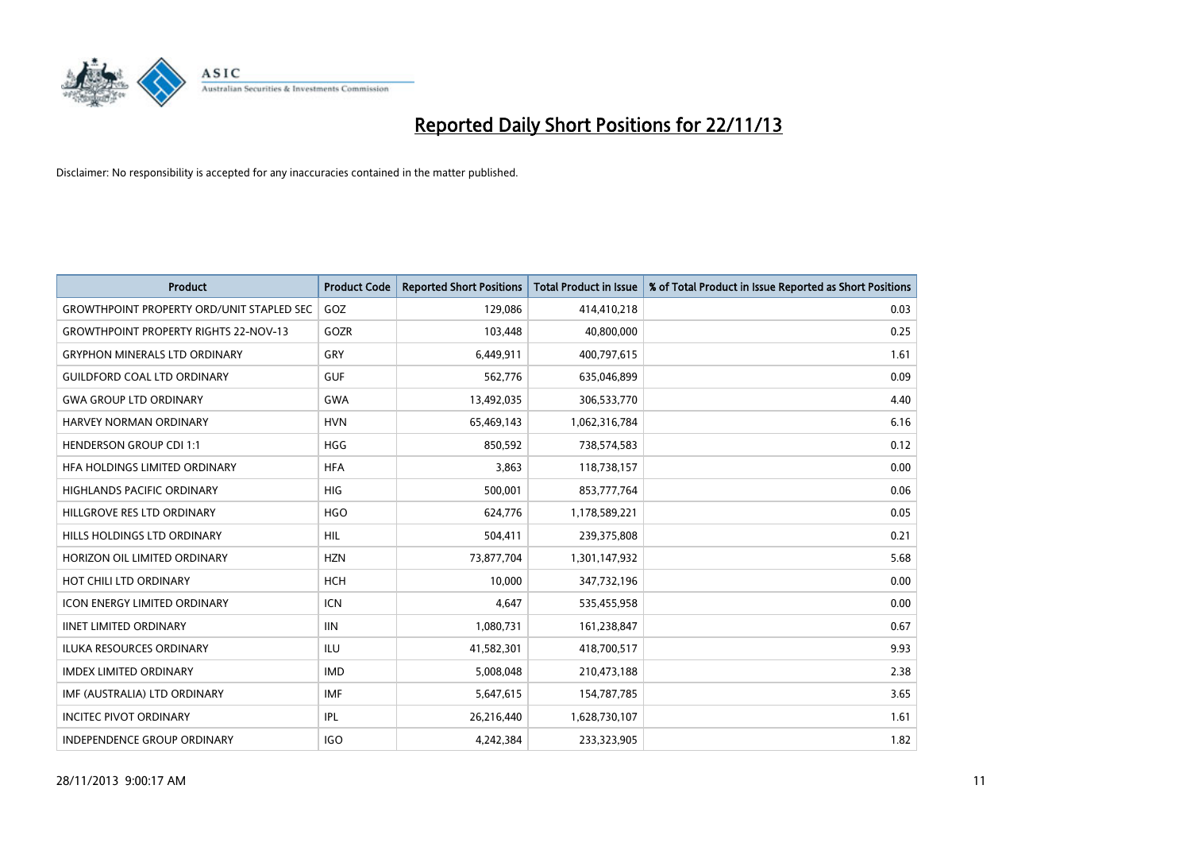# Reported Daily Short Positions for 22/11/13

Disclaimer: No responsibility is accepted for any inaccuracies contained in the matter published.

| Product | Product Code | Reported Short Positions | Total Product in Issue | % of Total Product in Issue Reported as Short Positions |
|---|---|---|---|---|
| GROWTHPOINT PROPERTY ORD/UNIT STAPLED SEC | GOZ | 129,086 | 414,410,218 | 0.03 |
| GROWTHPOINT PROPERTY RIGHTS 22-NOV-13 | GOZR | 103,448 | 40,800,000 | 0.25 |
| GRYPHON MINERALS LTD ORDINARY | GRY | 6,449,911 | 400,797,615 | 1.61 |
| GUILDFORD COAL LTD ORDINARY | GUF | 562,776 | 635,046,899 | 0.09 |
| GWA GROUP LTD ORDINARY | GWA | 13,492,035 | 306,533,770 | 4.40 |
| HARVEY NORMAN ORDINARY | HVN | 65,469,143 | 1,062,316,784 | 6.16 |
| HENDERSON GROUP CDI 1:1 | HGG | 850,592 | 738,574,583 | 0.12 |
| HFA HOLDINGS LIMITED ORDINARY | HFA | 3,863 | 118,738,157 | 0.00 |
| HIGHLANDS PACIFIC ORDINARY | HIG | 500,001 | 853,777,764 | 0.06 |
| HILLGROVE RES LTD ORDINARY | HGO | 624,776 | 1,178,589,221 | 0.05 |
| HILLS HOLDINGS LTD ORDINARY | HIL | 504,411 | 239,375,808 | 0.21 |
| HORIZON OIL LIMITED ORDINARY | HZN | 73,877,704 | 1,301,147,932 | 5.68 |
| HOT CHILI LTD ORDINARY | HCH | 10,000 | 347,732,196 | 0.00 |
| ICON ENERGY LIMITED ORDINARY | ICN | 4,647 | 535,455,958 | 0.00 |
| IINET LIMITED ORDINARY | IIN | 1,080,731 | 161,238,847 | 0.67 |
| ILUKA RESOURCES ORDINARY | ILU | 41,582,301 | 418,700,517 | 9.93 |
| IMDEX LIMITED ORDINARY | IMD | 5,008,048 | 210,473,188 | 2.38 |
| IMF (AUSTRALIA) LTD ORDINARY | IMF | 5,647,615 | 154,787,785 | 3.65 |
| INCITEC PIVOT ORDINARY | IPL | 26,216,440 | 1,628,730,107 | 1.61 |
| INDEPENDENCE GROUP ORDINARY | IGO | 4,242,384 | 233,323,905 | 1.82 |

28/11/2013 9:00:17 AM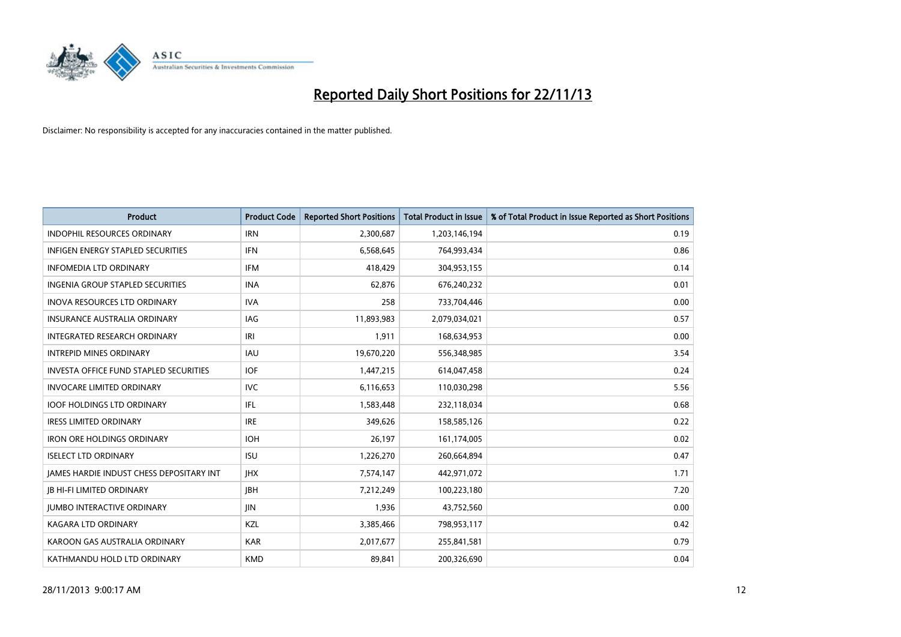# Reported Daily Short Positions for 22/11/13

Disclaimer: No responsibility is accepted for any inaccuracies contained in the matter published.

| Product | Product Code | Reported Short Positions | Total Product in Issue | % of Total Product in Issue Reported as Short Positions |
|---|---|---|---|---|
| INDOPHIL RESOURCES ORDINARY | IRN | 2,300,687 | 1,203,146,194 | 0.19 |
| INFIGEN ENERGY STAPLED SECURITIES | IFN | 6,568,645 | 764,993,434 | 0.86 |
| INFOMEDIA LTD ORDINARY | IFM | 418,429 | 304,953,155 | 0.14 |
| INGENIA GROUP STAPLED SECURITIES | INA | 62,876 | 676,240,232 | 0.01 |
| INOVA RESOURCES LTD ORDINARY | IVA | 258 | 733,704,446 | 0.00 |
| INSURANCE AUSTRALIA ORDINARY | IAG | 11,893,983 | 2,079,034,021 | 0.57 |
| INTEGRATED RESEARCH ORDINARY | IRI | 1,911 | 168,634,953 | 0.00 |
| INTREPID MINES ORDINARY | IAU | 19,670,220 | 556,348,985 | 3.54 |
| INVESTA OFFICE FUND STAPLED SECURITIES | IOF | 1,447,215 | 614,047,458 | 0.24 |
| INVOCARE LIMITED ORDINARY | IVC | 6,116,653 | 110,030,298 | 5.56 |
| IOOF HOLDINGS LTD ORDINARY | IFL | 1,583,448 | 232,118,034 | 0.68 |
| IRESS LIMITED ORDINARY | IRE | 349,626 | 158,585,126 | 0.22 |
| IRON ORE HOLDINGS ORDINARY | IOH | 26,197 | 161,174,005 | 0.02 |
| ISELECT LTD ORDINARY | ISU | 1,226,270 | 260,664,894 | 0.47 |
| JAMES HARDIE INDUST CHESS DEPOSITARY INT | JHX | 7,574,147 | 442,971,072 | 1.71 |
| JB HI-FI LIMITED ORDINARY | JBH | 7,212,249 | 100,223,180 | 7.20 |
| JUMBO INTERACTIVE ORDINARY | JIN | 1,936 | 43,752,560 | 0.00 |
| KAGARA LTD ORDINARY | KZL | 3,385,466 | 798,953,117 | 0.42 |
| KAROON GAS AUSTRALIA ORDINARY | KAR | 2,017,677 | 255,841,581 | 0.79 |
| KATHMANDU HOLD LTD ORDINARY | KMD | 89,841 | 200,326,690 | 0.04 |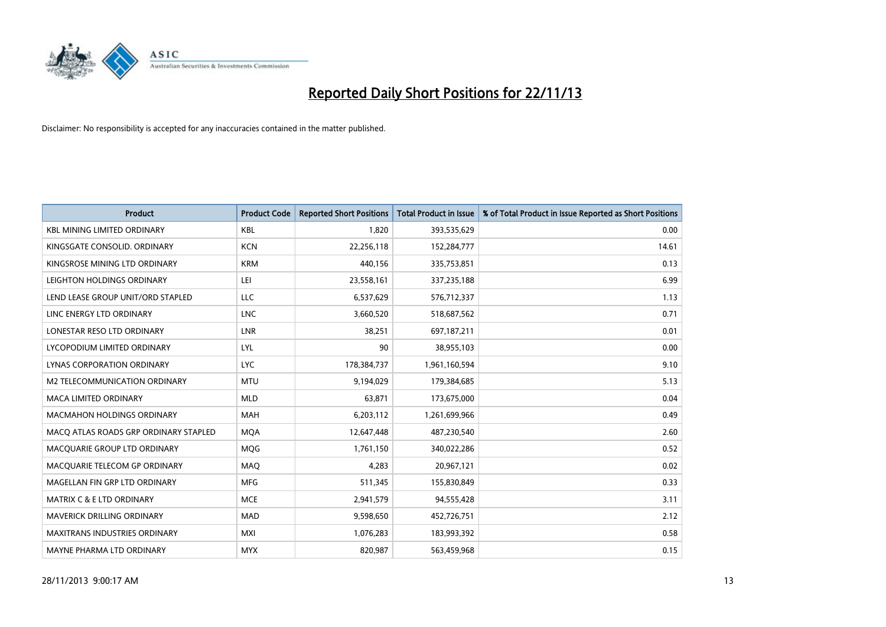# Reported Daily Short Positions for 22/11/13

Disclaimer: No responsibility is accepted for any inaccuracies contained in the matter published.

| Product | Product Code | Reported Short Positions | Total Product in Issue | % of Total Product in Issue Reported as Short Positions |
|---|---|---|---|---|
| KBL MINING LIMITED ORDINARY | KBL | 1,820 | 393,535,629 | 0.00 |
| KINGSGATE CONSOLID. ORDINARY | KCN | 22,256,118 | 152,284,777 | 14.61 |
| KINGSROSE MINING LTD ORDINARY | KRM | 440,156 | 335,753,851 | 0.13 |
| LEIGHTON HOLDINGS ORDINARY | LEI | 23,558,161 | 337,235,188 | 6.99 |
| LEND LEASE GROUP UNIT/ORD STAPLED | LLC | 6,537,629 | 576,712,337 | 1.13 |
| LINC ENERGY LTD ORDINARY | LNC | 3,660,520 | 518,687,562 | 0.71 |
| LONESTAR RESO LTD ORDINARY | LNR | 38,251 | 697,187,211 | 0.01 |
| LYCOPODIUM LIMITED ORDINARY | LYL | 90 | 38,955,103 | 0.00 |
| LYNAS CORPORATION ORDINARY | LYC | 178,384,737 | 1,961,160,594 | 9.10 |
| M2 TELECOMMUNICATION ORDINARY | MTU | 9,194,029 | 179,384,685 | 5.13 |
| MACA LIMITED ORDINARY | MLD | 63,871 | 173,675,000 | 0.04 |
| MACMAHON HOLDINGS ORDINARY | MAH | 6,203,112 | 1,261,699,966 | 0.49 |
| MACQ ATLAS ROADS GRP ORDINARY STAPLED | MQA | 12,647,448 | 487,230,540 | 2.60 |
| MACQUARIE GROUP LTD ORDINARY | MQG | 1,761,150 | 340,022,286 | 0.52 |
| MACQUARIE TELECOM GP ORDINARY | MAQ | 4,283 | 20,967,121 | 0.02 |
| MAGELLAN FIN GRP LTD ORDINARY | MFG | 511,345 | 155,830,849 | 0.33 |
| MATRIX C & E LTD ORDINARY | MCE | 2,941,579 | 94,555,428 | 3.11 |
| MAVERICK DRILLING ORDINARY | MAD | 9,598,650 | 452,726,751 | 2.12 |
| MAXITRANS INDUSTRIES ORDINARY | MXI | 1,076,283 | 183,993,392 | 0.58 |
| MAYNE PHARMA LTD ORDINARY | MYX | 820,987 | 563,459,968 | 0.15 |

28/11/2013 9:00:17 AM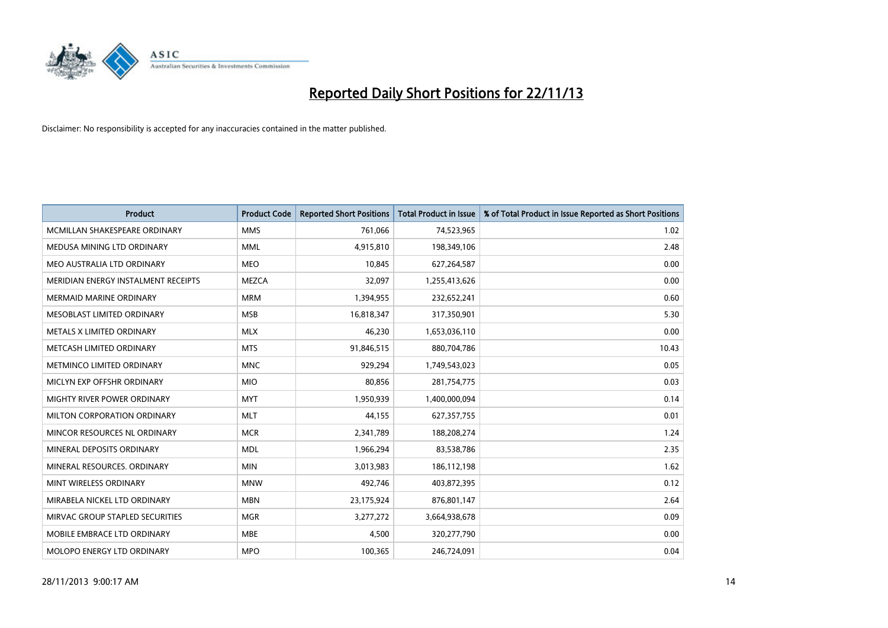# Reported Daily Short Positions for 22/11/13

Disclaimer: No responsibility is accepted for any inaccuracies contained in the matter published.

| Product | Product Code | Reported Short Positions | Total Product in Issue | % of Total Product in Issue Reported as Short Positions |
|---|---|---|---|---|
| MCMILLAN SHAKESPEARE ORDINARY | MMS | 761,066 | 74,523,965 | 1.02 |
| MEDUSA MINING LTD ORDINARY | MML | 4,915,810 | 198,349,106 | 2.48 |
| MEO AUSTRALIA LTD ORDINARY | MEO | 10,845 | 627,264,587 | 0.00 |
| MERIDIAN ENERGY INSTALMENT RECEIPTS | MEZCA | 32,097 | 1,255,413,626 | 0.00 |
| MERMAID MARINE ORDINARY | MRM | 1,394,955 | 232,652,241 | 0.60 |
| MESOBLAST LIMITED ORDINARY | MSB | 16,818,347 | 317,350,901 | 5.30 |
| METALS X LIMITED ORDINARY | MLX | 46,230 | 1,653,036,110 | 0.00 |
| METCASH LIMITED ORDINARY | MTS | 91,846,515 | 880,704,786 | 10.43 |
| METMINCO LIMITED ORDINARY | MNC | 929,294 | 1,749,543,023 | 0.05 |
| MICLYN EXP OFFSHR ORDINARY | MIO | 80,856 | 281,754,775 | 0.03 |
| MIGHTY RIVER POWER ORDINARY | MYT | 1,950,939 | 1,400,000,094 | 0.14 |
| MILTON CORPORATION ORDINARY | MLT | 44,155 | 627,357,755 | 0.01 |
| MINCOR RESOURCES NL ORDINARY | MCR | 2,341,789 | 188,208,274 | 1.24 |
| MINERAL DEPOSITS ORDINARY | MDL | 1,966,294 | 83,538,786 | 2.35 |
| MINERAL RESOURCES. ORDINARY | MIN | 3,013,983 | 186,112,198 | 1.62 |
| MINT WIRELESS ORDINARY | MNW | 492,746 | 403,872,395 | 0.12 |
| MIRABELA NICKEL LTD ORDINARY | MBN | 23,175,924 | 876,801,147 | 2.64 |
| MIRVAC GROUP STAPLED SECURITIES | MGR | 3,277,272 | 3,664,938,678 | 0.09 |
| MOBILE EMBRACE LTD ORDINARY | MBE | 4,500 | 320,277,790 | 0.00 |
| MOLOPO ENERGY LTD ORDINARY | MPO | 100,365 | 246,724,091 | 0.04 |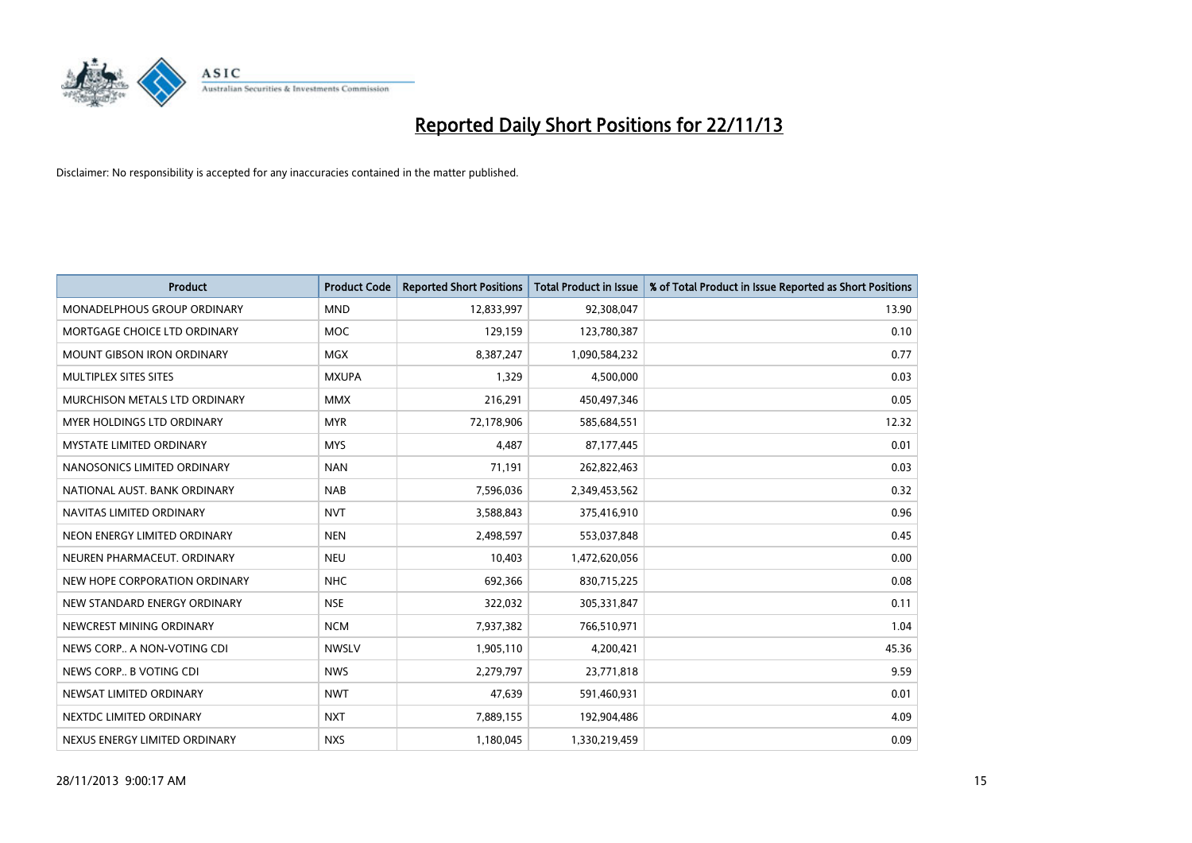# Reported Daily Short Positions for 22/11/13

Disclaimer: No responsibility is accepted for any inaccuracies contained in the matter published.

| Product | Product Code | Reported Short Positions | Total Product in Issue | % of Total Product in Issue Reported as Short Positions |
|---|---|---|---|---|
| MONADELPHOUS GROUP ORDINARY | MND | 12,833,997 | 92,308,047 | 13.90 |
| MORTGAGE CHOICE LTD ORDINARY | MOC | 129,159 | 123,780,387 | 0.10 |
| MOUNT GIBSON IRON ORDINARY | MGX | 8,387,247 | 1,090,584,232 | 0.77 |
| MULTIPLEX SITES SITES | MXUPA | 1,329 | 4,500,000 | 0.03 |
| MURCHISON METALS LTD ORDINARY | MMX | 216,291 | 450,497,346 | 0.05 |
| MYER HOLDINGS LTD ORDINARY | MYR | 72,178,906 | 585,684,551 | 12.32 |
| MYSTATE LIMITED ORDINARY | MYS | 4,487 | 87,177,445 | 0.01 |
| NANOSONICS LIMITED ORDINARY | NAN | 71,191 | 262,822,463 | 0.03 |
| NATIONAL AUST. BANK ORDINARY | NAB | 7,596,036 | 2,349,453,562 | 0.32 |
| NAVITAS LIMITED ORDINARY | NVT | 3,588,843 | 375,416,910 | 0.96 |
| NEON ENERGY LIMITED ORDINARY | NEN | 2,498,597 | 553,037,848 | 0.45 |
| NEUREN PHARMACEUT. ORDINARY | NEU | 10,403 | 1,472,620,056 | 0.00 |
| NEW HOPE CORPORATION ORDINARY | NHC | 692,366 | 830,715,225 | 0.08 |
| NEW STANDARD ENERGY ORDINARY | NSE | 322,032 | 305,331,847 | 0.11 |
| NEWCREST MINING ORDINARY | NCM | 7,937,382 | 766,510,971 | 1.04 |
| NEWS CORP.. A NON-VOTING CDI | NWSLV | 1,905,110 | 4,200,421 | 45.36 |
| NEWS CORP.. B VOTING CDI | NWS | 2,279,797 | 23,771,818 | 9.59 |
| NEWSAT LIMITED ORDINARY | NWT | 47,639 | 591,460,931 | 0.01 |
| NEXTDC LIMITED ORDINARY | NXT | 7,889,155 | 192,904,486 | 4.09 |
| NEXUS ENERGY LIMITED ORDINARY | NXS | 1,180,045 | 1,330,219,459 | 0.09 |

28/11/2013 9:00:17 AM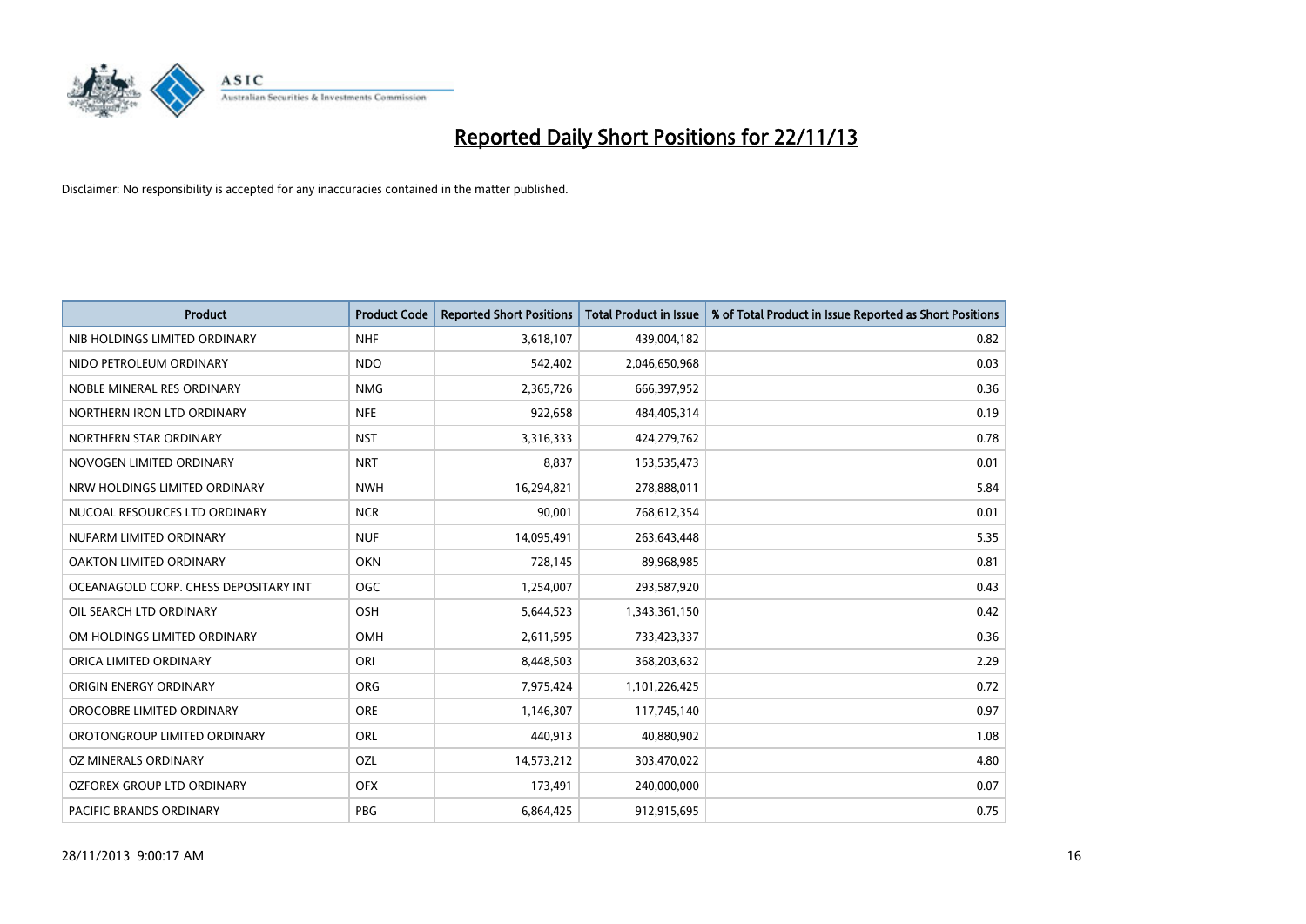# Reported Daily Short Positions for 22/11/13

Disclaimer: No responsibility is accepted for any inaccuracies contained in the matter published.

| Product | Product Code | Reported Short Positions | Total Product in Issue | % of Total Product in Issue Reported as Short Positions |
|---|---|---|---|---|
| NIB HOLDINGS LIMITED ORDINARY | NHF | 3,618,107 | 439,004,182 | 0.82 |
| NIDO PETROLEUM ORDINARY | NDO | 542,402 | 2,046,650,968 | 0.03 |
| NOBLE MINERAL RES ORDINARY | NMG | 2,365,726 | 666,397,952 | 0.36 |
| NORTHERN IRON LTD ORDINARY | NFE | 922,658 | 484,405,314 | 0.19 |
| NORTHERN STAR ORDINARY | NST | 3,316,333 | 424,279,762 | 0.78 |
| NOVOGEN LIMITED ORDINARY | NRT | 8,837 | 153,535,473 | 0.01 |
| NRW HOLDINGS LIMITED ORDINARY | NWH | 16,294,821 | 278,888,011 | 5.84 |
| NUCOAL RESOURCES LTD ORDINARY | NCR | 90,001 | 768,612,354 | 0.01 |
| NUFARM LIMITED ORDINARY | NUF | 14,095,491 | 263,643,448 | 5.35 |
| OAKTON LIMITED ORDINARY | OKN | 728,145 | 89,968,985 | 0.81 |
| OCEANAGOLD CORP. CHESS DEPOSITARY INT | OGC | 1,254,007 | 293,587,920 | 0.43 |
| OIL SEARCH LTD ORDINARY | OSH | 5,644,523 | 1,343,361,150 | 0.42 |
| OM HOLDINGS LIMITED ORDINARY | OMH | 2,611,595 | 733,423,337 | 0.36 |
| ORICA LIMITED ORDINARY | ORI | 8,448,503 | 368,203,632 | 2.29 |
| ORIGIN ENERGY ORDINARY | ORG | 7,975,424 | 1,101,226,425 | 0.72 |
| OROCOBRE LIMITED ORDINARY | ORE | 1,146,307 | 117,745,140 | 0.97 |
| OROTONGROUP LIMITED ORDINARY | ORL | 440,913 | 40,880,902 | 1.08 |
| OZ MINERALS ORDINARY | OZL | 14,573,212 | 303,470,022 | 4.80 |
| OZFOREX GROUP LTD ORDINARY | OFX | 173,491 | 240,000,000 | 0.07 |
| PACIFIC BRANDS ORDINARY | PBG | 6,864,425 | 912,915,695 | 0.75 |

28/11/2013 9:00:17 AM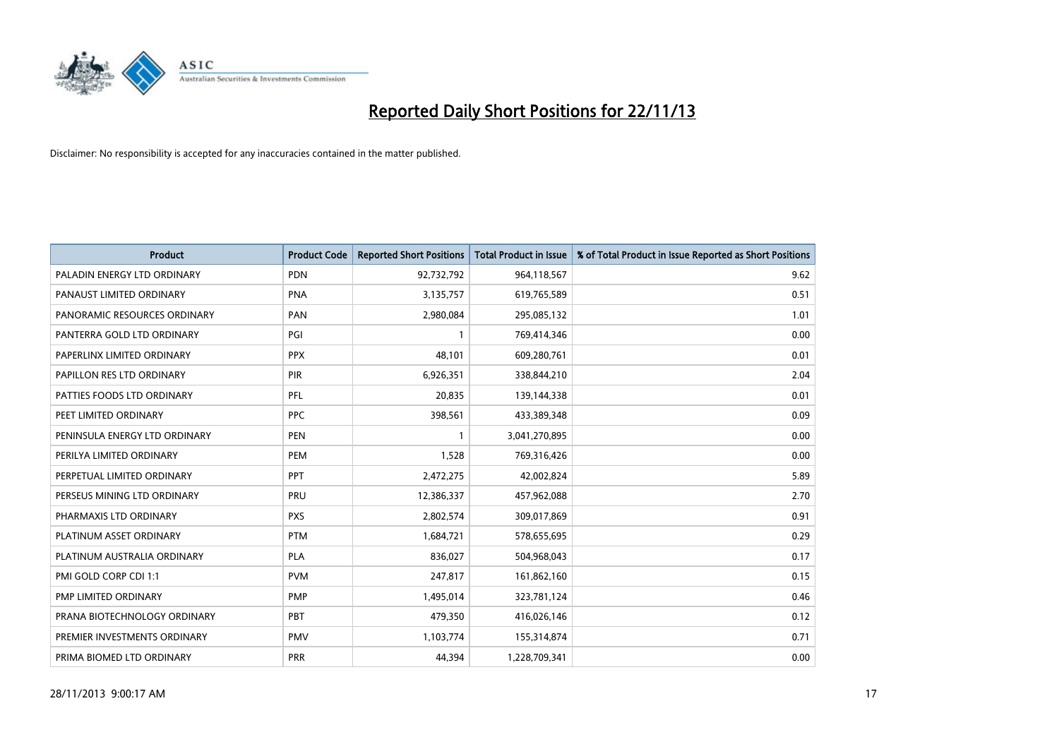# Reported Daily Short Positions for 22/11/13

Disclaimer: No responsibility is accepted for any inaccuracies contained in the matter published.

| Product | Product Code | Reported Short Positions | Total Product in Issue | % of Total Product in Issue Reported as Short Positions |
|---|---|---|---|---|
| PALADIN ENERGY LTD ORDINARY | PDN | 92,732,792 | 964,118,567 | 9.62 |
| PANAUST LIMITED ORDINARY | PNA | 3,135,757 | 619,765,589 | 0.51 |
| PANORAMIC RESOURCES ORDINARY | PAN | 2,980,084 | 295,085,132 | 1.01 |
| PANTERRA GOLD LTD ORDINARY | PGI | 1 | 769,414,346 | 0.00 |
| PAPERLINX LIMITED ORDINARY | PPX | 48,101 | 609,280,761 | 0.01 |
| PAPILLON RES LTD ORDINARY | PIR | 6,926,351 | 338,844,210 | 2.04 |
| PATTIES FOODS LTD ORDINARY | PFL | 20,835 | 139,144,338 | 0.01 |
| PEET LIMITED ORDINARY | PPC | 398,561 | 433,389,348 | 0.09 |
| PENINSULA ENERGY LTD ORDINARY | PEN | 1 | 3,041,270,895 | 0.00 |
| PERILYA LIMITED ORDINARY | PEM | 1,528 | 769,316,426 | 0.00 |
| PERPETUAL LIMITED ORDINARY | PPT | 2,472,275 | 42,002,824 | 5.89 |
| PERSEUS MINING LTD ORDINARY | PRU | 12,386,337 | 457,962,088 | 2.70 |
| PHARMAXIS LTD ORDINARY | PXS | 2,802,574 | 309,017,869 | 0.91 |
| PLATINUM ASSET ORDINARY | PTM | 1,684,721 | 578,655,695 | 0.29 |
| PLATINUM AUSTRALIA ORDINARY | PLA | 836,027 | 504,968,043 | 0.17 |
| PMI GOLD CORP CDI 1:1 | PVM | 247,817 | 161,862,160 | 0.15 |
| PMP LIMITED ORDINARY | PMP | 1,495,014 | 323,781,124 | 0.46 |
| PRANA BIOTECHNOLOGY ORDINARY | PBT | 479,350 | 416,026,146 | 0.12 |
| PREMIER INVESTMENTS ORDINARY | PMV | 1,103,774 | 155,314,874 | 0.71 |
| PRIMA BIOMED LTD ORDINARY | PRR | 44,394 | 1,228,709,341 | 0.00 |

28/11/2013 9:00:17 AM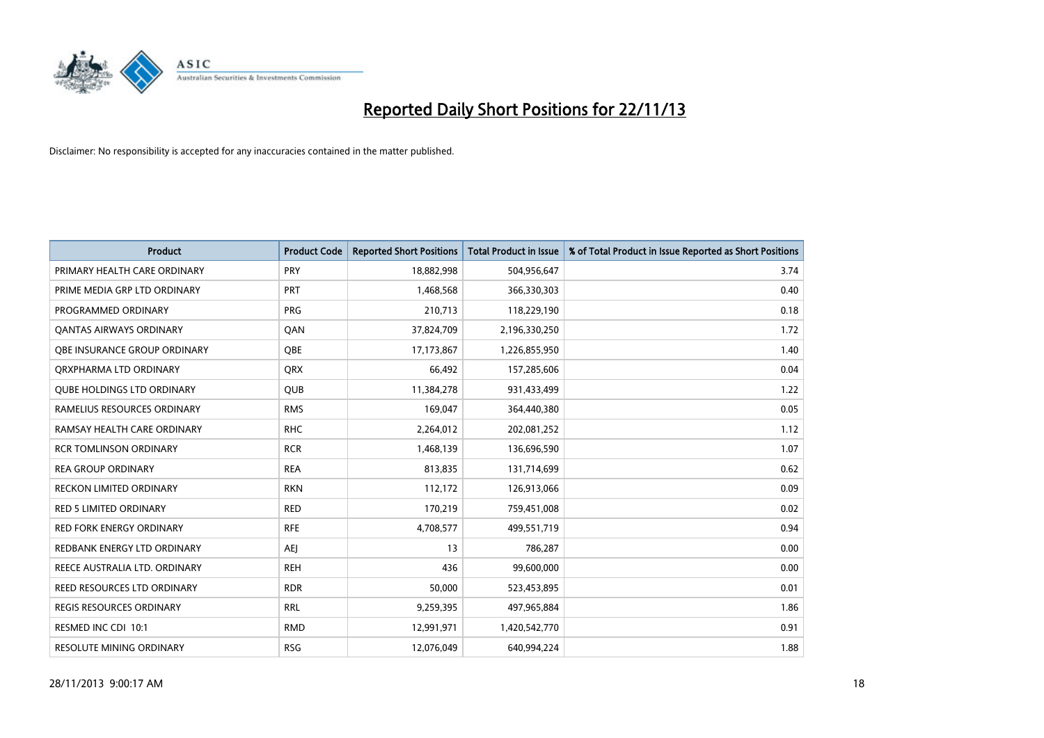# Reported Daily Short Positions for 22/11/13

Disclaimer: No responsibility is accepted for any inaccuracies contained in the matter published.

| Product | Product Code | Reported Short Positions | Total Product in Issue | % of Total Product in Issue Reported as Short Positions |
|---|---|---|---|---|
| PRIMARY HEALTH CARE ORDINARY | PRY | 18,882,998 | 504,956,647 | 3.74 |
| PRIME MEDIA GRP LTD ORDINARY | PRT | 1,468,568 | 366,330,303 | 0.40 |
| PROGRAMMED ORDINARY | PRG | 210,713 | 118,229,190 | 0.18 |
| QANTAS AIRWAYS ORDINARY | QAN | 37,824,709 | 2,196,330,250 | 1.72 |
| QBE INSURANCE GROUP ORDINARY | QBE | 17,173,867 | 1,226,855,950 | 1.40 |
| QRXPHARMA LTD ORDINARY | QRX | 66,492 | 157,285,606 | 0.04 |
| QUBE HOLDINGS LTD ORDINARY | QUB | 11,384,278 | 931,433,499 | 1.22 |
| RAMELIUS RESOURCES ORDINARY | RMS | 169,047 | 364,440,380 | 0.05 |
| RAMSAY HEALTH CARE ORDINARY | RHC | 2,264,012 | 202,081,252 | 1.12 |
| RCR TOMLINSON ORDINARY | RCR | 1,468,139 | 136,696,590 | 1.07 |
| REA GROUP ORDINARY | REA | 813,835 | 131,714,699 | 0.62 |
| RECKON LIMITED ORDINARY | RKN | 112,172 | 126,913,066 | 0.09 |
| RED 5 LIMITED ORDINARY | RED | 170,219 | 759,451,008 | 0.02 |
| RED FORK ENERGY ORDINARY | RFE | 4,708,577 | 499,551,719 | 0.94 |
| REDBANK ENERGY LTD ORDINARY | AEJ | 13 | 786,287 | 0.00 |
| REECE AUSTRALIA LTD. ORDINARY | REH | 436 | 99,600,000 | 0.00 |
| REED RESOURCES LTD ORDINARY | RDR | 50,000 | 523,453,895 | 0.01 |
| REGIS RESOURCES ORDINARY | RRL | 9,259,395 | 497,965,884 | 1.86 |
| RESMED INC CDI 10:1 | RMD | 12,991,971 | 1,420,542,770 | 0.91 |
| RESOLUTE MINING ORDINARY | RSG | 12,076,049 | 640,994,224 | 1.88 |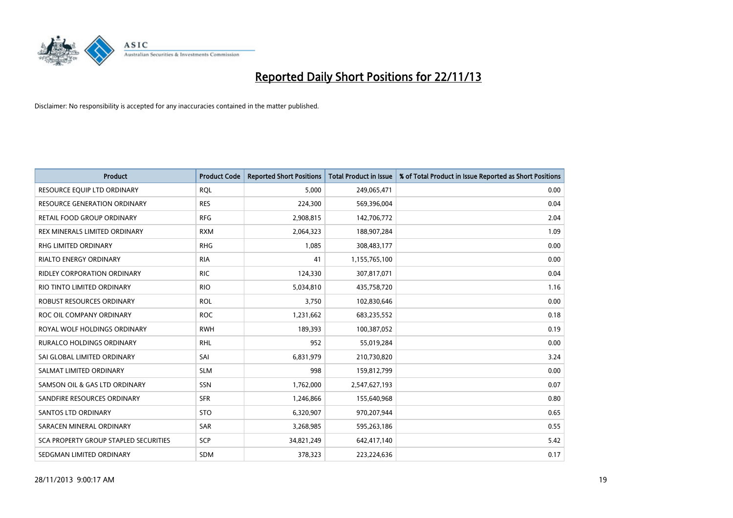# Reported Daily Short Positions for 22/11/13

Disclaimer: No responsibility is accepted for any inaccuracies contained in the matter published.

| Product | Product Code | Reported Short Positions | Total Product in Issue | % of Total Product in Issue Reported as Short Positions |
|---|---|---|---|---|
| RESOURCE EQUIP LTD ORDINARY | RQL | 5,000 | 249,065,471 | 0.00 |
| RESOURCE GENERATION ORDINARY | RES | 224,300 | 569,396,004 | 0.04 |
| RETAIL FOOD GROUP ORDINARY | RFG | 2,908,815 | 142,706,772 | 2.04 |
| REX MINERALS LIMITED ORDINARY | RXM | 2,064,323 | 188,907,284 | 1.09 |
| RHG LIMITED ORDINARY | RHG | 1,085 | 308,483,177 | 0.00 |
| RIALTO ENERGY ORDINARY | RIA | 41 | 1,155,765,100 | 0.00 |
| RIDLEY CORPORATION ORDINARY | RIC | 124,330 | 307,817,071 | 0.04 |
| RIO TINTO LIMITED ORDINARY | RIO | 5,034,810 | 435,758,720 | 1.16 |
| ROBUST RESOURCES ORDINARY | ROL | 3,750 | 102,830,646 | 0.00 |
| ROC OIL COMPANY ORDINARY | ROC | 1,231,662 | 683,235,552 | 0.18 |
| ROYAL WOLF HOLDINGS ORDINARY | RWH | 189,393 | 100,387,052 | 0.19 |
| RURALCO HOLDINGS ORDINARY | RHL | 952 | 55,019,284 | 0.00 |
| SAI GLOBAL LIMITED ORDINARY | SAI | 6,831,979 | 210,730,820 | 3.24 |
| SALMAT LIMITED ORDINARY | SLM | 998 | 159,812,799 | 0.00 |
| SAMSON OIL & GAS LTD ORDINARY | SSN | 1,762,000 | 2,547,627,193 | 0.07 |
| SANDFIRE RESOURCES ORDINARY | SFR | 1,246,866 | 155,640,968 | 0.80 |
| SANTOS LTD ORDINARY | STO | 6,320,907 | 970,207,944 | 0.65 |
| SARACEN MINERAL ORDINARY | SAR | 3,268,985 | 595,263,186 | 0.55 |
| SCA PROPERTY GROUP STAPLED SECURITIES | SCP | 34,821,249 | 642,417,140 | 5.42 |
| SEDGMAN LIMITED ORDINARY | SDM | 378,323 | 223,224,636 | 0.17 |

28/11/2013 9:00:17 AM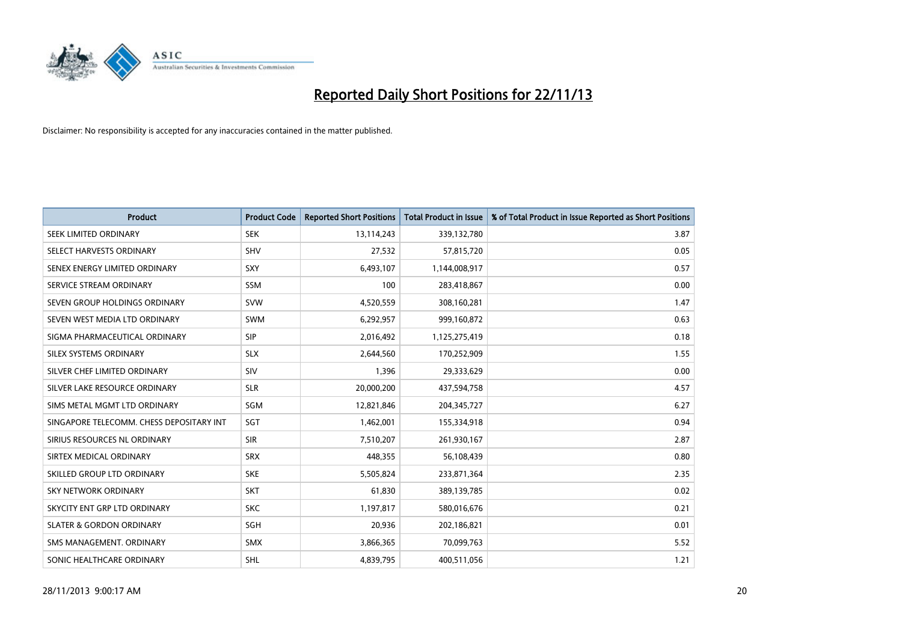# Reported Daily Short Positions for 22/11/13

Disclaimer: No responsibility is accepted for any inaccuracies contained in the matter published.

| Product | Product Code | Reported Short Positions | Total Product in Issue | % of Total Product in Issue Reported as Short Positions |
| --- | --- | --- | --- | --- |
| SEEK LIMITED ORDINARY | SEK | 13,114,243 | 339,132,780 | 3.87 |
| SELECT HARVESTS ORDINARY | SHV | 27,532 | 57,815,720 | 0.05 |
| SENEX ENERGY LIMITED ORDINARY | SXY | 6,493,107 | 1,144,008,917 | 0.57 |
| SERVICE STREAM ORDINARY | SSM | 100 | 283,418,867 | 0.00 |
| SEVEN GROUP HOLDINGS ORDINARY | SVW | 4,520,559 | 308,160,281 | 1.47 |
| SEVEN WEST MEDIA LTD ORDINARY | SWM | 6,292,957 | 999,160,872 | 0.63 |
| SIGMA PHARMACEUTICAL ORDINARY | SIP | 2,016,492 | 1,125,275,419 | 0.18 |
| SILEX SYSTEMS ORDINARY | SLX | 2,644,560 | 170,252,909 | 1.55 |
| SILVER CHEF LIMITED ORDINARY | SIV | 1,396 | 29,333,629 | 0.00 |
| SILVER LAKE RESOURCE ORDINARY | SLR | 20,000,200 | 437,594,758 | 4.57 |
| SIMS METAL MGMT LTD ORDINARY | SGM | 12,821,846 | 204,345,727 | 6.27 |
| SINGAPORE TELECOMM. CHESS DEPOSITARY INT | SGT | 1,462,001 | 155,334,918 | 0.94 |
| SIRIUS RESOURCES NL ORDINARY | SIR | 7,510,207 | 261,930,167 | 2.87 |
| SIRTEX MEDICAL ORDINARY | SRX | 448,355 | 56,108,439 | 0.80 |
| SKILLED GROUP LTD ORDINARY | SKE | 5,505,824 | 233,871,364 | 2.35 |
| SKY NETWORK ORDINARY | SKT | 61,830 | 389,139,785 | 0.02 |
| SKYCITY ENT GRP LTD ORDINARY | SKC | 1,197,817 | 580,016,676 | 0.21 |
| SLATER & GORDON ORDINARY | SGH | 20,936 | 202,186,821 | 0.01 |
| SMS MANAGEMENT. ORDINARY | SMX | 3,866,365 | 70,099,763 | 5.52 |
| SONIC HEALTHCARE ORDINARY | SHL | 4,839,795 | 400,511,056 | 1.21 |

28/11/2013 9:00:17 AM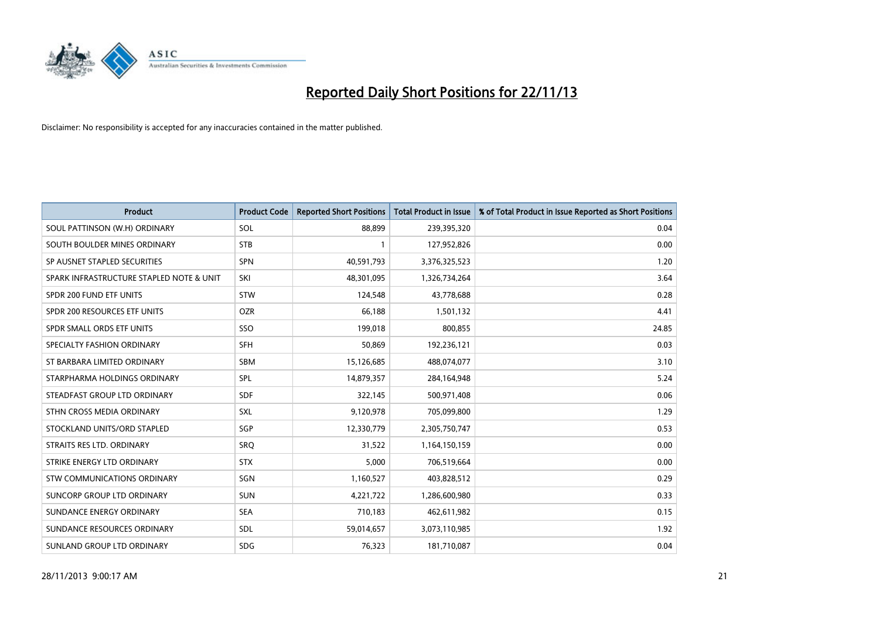# Reported Daily Short Positions for 22/11/13

Disclaimer: No responsibility is accepted for any inaccuracies contained in the matter published.

| Product | Product Code | Reported Short Positions | Total Product in Issue | % of Total Product in Issue Reported as Short Positions |
|---|---|---|---|---|
| SOUL PATTINSON (W.H) ORDINARY | SOL | 88,899 | 239,395,320 | 0.04 |
| SOUTH BOULDER MINES ORDINARY | STB | 1 | 127,952,826 | 0.00 |
| SP AUSNET STAPLED SECURITIES | SPN | 40,591,793 | 3,376,325,523 | 1.20 |
| SPARK INFRASTRUCTURE STAPLED NOTE & UNIT | SKI | 48,301,095 | 1,326,734,264 | 3.64 |
| SPDR 200 FUND ETF UNITS | STW | 124,548 | 43,778,688 | 0.28 |
| SPDR 200 RESOURCES ETF UNITS | OZR | 66,188 | 1,501,132 | 4.41 |
| SPDR SMALL ORDS ETF UNITS | SSO | 199,018 | 800,855 | 24.85 |
| SPECIALTY FASHION ORDINARY | SFH | 50,869 | 192,236,121 | 0.03 |
| ST BARBARA LIMITED ORDINARY | SBM | 15,126,685 | 488,074,077 | 3.10 |
| STARPHARMA HOLDINGS ORDINARY | SPL | 14,879,357 | 284,164,948 | 5.24 |
| STEADFAST GROUP LTD ORDINARY | SDF | 322,145 | 500,971,408 | 0.06 |
| STHN CROSS MEDIA ORDINARY | SXL | 9,120,978 | 705,099,800 | 1.29 |
| STOCKLAND UNITS/ORD STAPLED | SGP | 12,330,779 | 2,305,750,747 | 0.53 |
| STRAITS RES LTD. ORDINARY | SRQ | 31,522 | 1,164,150,159 | 0.00 |
| STRIKE ENERGY LTD ORDINARY | STX | 5,000 | 706,519,664 | 0.00 |
| STW COMMUNICATIONS ORDINARY | SGN | 1,160,527 | 403,828,512 | 0.29 |
| SUNCORP GROUP LTD ORDINARY | SUN | 4,221,722 | 1,286,600,980 | 0.33 |
| SUNDANCE ENERGY ORDINARY | SEA | 710,183 | 462,611,982 | 0.15 |
| SUNDANCE RESOURCES ORDINARY | SDL | 59,014,657 | 3,073,110,985 | 1.92 |
| SUNLAND GROUP LTD ORDINARY | SDG | 76,323 | 181,710,087 | 0.04 |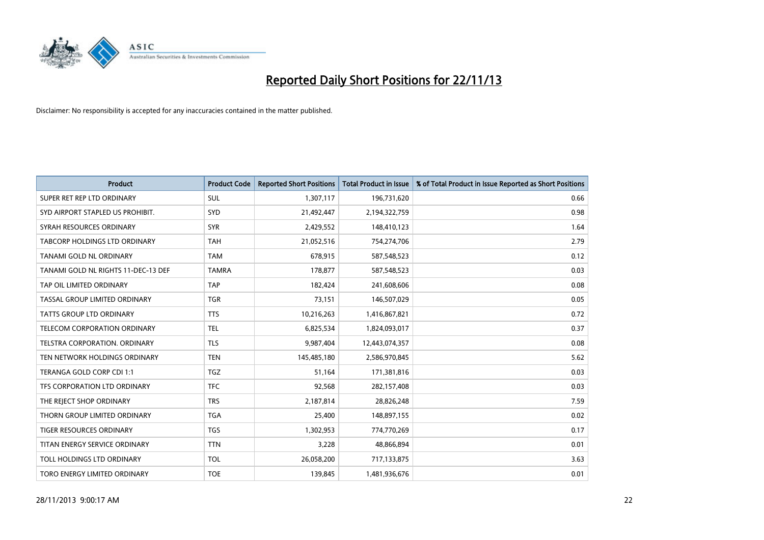# Reported Daily Short Positions for 22/11/13

Disclaimer: No responsibility is accepted for any inaccuracies contained in the matter published.

| Product | Product Code | Reported Short Positions | Total Product in Issue | % of Total Product in Issue Reported as Short Positions |
|---|---|---|---|---|
| SUPER RET REP LTD ORDINARY | SUL | 1,307,117 | 196,731,620 | 0.66 |
| SYD AIRPORT STAPLED US PROHIBIT. | SYD | 21,492,447 | 2,194,322,759 | 0.98 |
| SYRAH RESOURCES ORDINARY | SYR | 2,429,552 | 148,410,123 | 1.64 |
| TABCORP HOLDINGS LTD ORDINARY | TAH | 21,052,516 | 754,274,706 | 2.79 |
| TANAMI GOLD NL ORDINARY | TAM | 678,915 | 587,548,523 | 0.12 |
| TANAMI GOLD NL RIGHTS 11-DEC-13 DEF | TAMRA | 178,877 | 587,548,523 | 0.03 |
| TAP OIL LIMITED ORDINARY | TAP | 182,424 | 241,608,606 | 0.08 |
| TASSAL GROUP LIMITED ORDINARY | TGR | 73,151 | 146,507,029 | 0.05 |
| TATTS GROUP LTD ORDINARY | TTS | 10,216,263 | 1,416,867,821 | 0.72 |
| TELECOM CORPORATION ORDINARY | TEL | 6,825,534 | 1,824,093,017 | 0.37 |
| TELSTRA CORPORATION. ORDINARY | TLS | 9,987,404 | 12,443,074,357 | 0.08 |
| TEN NETWORK HOLDINGS ORDINARY | TEN | 145,485,180 | 2,586,970,845 | 5.62 |
| TERANGA GOLD CORP CDI 1:1 | TGZ | 51,164 | 171,381,816 | 0.03 |
| TFS CORPORATION LTD ORDINARY | TFC | 92,568 | 282,157,408 | 0.03 |
| THE REJECT SHOP ORDINARY | TRS | 2,187,814 | 28,826,248 | 7.59 |
| THORN GROUP LIMITED ORDINARY | TGA | 25,400 | 148,897,155 | 0.02 |
| TIGER RESOURCES ORDINARY | TGS | 1,302,953 | 774,770,269 | 0.17 |
| TITAN ENERGY SERVICE ORDINARY | TTN | 3,228 | 48,866,894 | 0.01 |
| TOLL HOLDINGS LTD ORDINARY | TOL | 26,058,200 | 717,133,875 | 3.63 |
| TORO ENERGY LIMITED ORDINARY | TOE | 139,845 | 1,481,936,676 | 0.01 |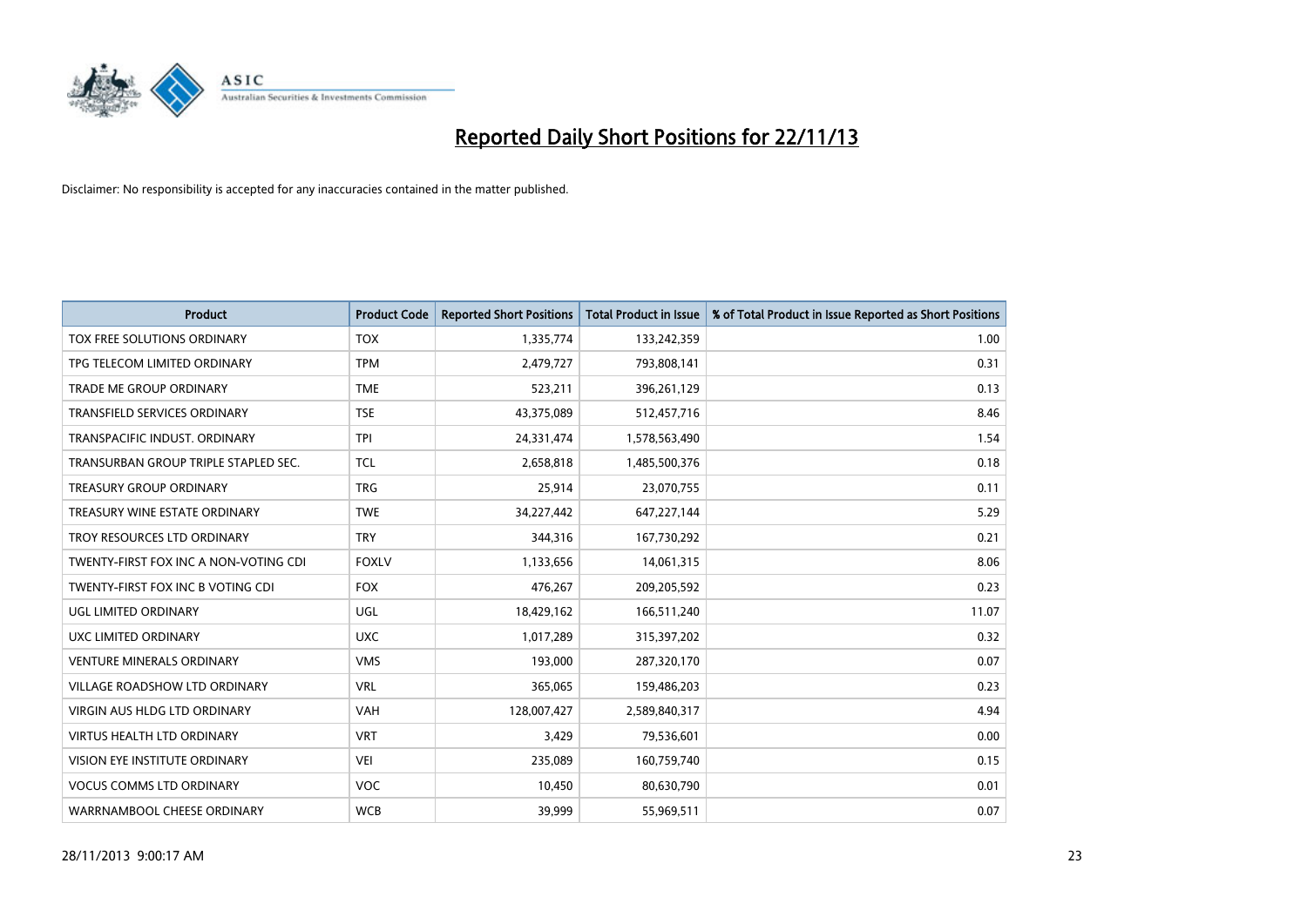# Reported Daily Short Positions for 22/11/13

Disclaimer: No responsibility is accepted for any inaccuracies contained in the matter published.

| Product | Product Code | Reported Short Positions | Total Product in Issue | % of Total Product in Issue Reported as Short Positions |
| --- | --- | --- | --- | --- |
| TOX FREE SOLUTIONS ORDINARY | TOX | 1,335,774 | 133,242,359 | 1.00 |
| TPG TELECOM LIMITED ORDINARY | TPM | 2,479,727 | 793,808,141 | 0.31 |
| TRADE ME GROUP ORDINARY | TME | 523,211 | 396,261,129 | 0.13 |
| TRANSFIELD SERVICES ORDINARY | TSE | 43,375,089 | 512,457,716 | 8.46 |
| TRANSPACIFIC INDUST. ORDINARY | TPI | 24,331,474 | 1,578,563,490 | 1.54 |
| TRANSURBAN GROUP TRIPLE STAPLED SEC. | TCL | 2,658,818 | 1,485,500,376 | 0.18 |
| TREASURY GROUP ORDINARY | TRG | 25,914 | 23,070,755 | 0.11 |
| TREASURY WINE ESTATE ORDINARY | TWE | 34,227,442 | 647,227,144 | 5.29 |
| TROY RESOURCES LTD ORDINARY | TRY | 344,316 | 167,730,292 | 0.21 |
| TWENTY-FIRST FOX INC A NON-VOTING CDI | FOXLV | 1,133,656 | 14,061,315 | 8.06 |
| TWENTY-FIRST FOX INC B VOTING CDI | FOX | 476,267 | 209,205,592 | 0.23 |
| UGL LIMITED ORDINARY | UGL | 18,429,162 | 166,511,240 | 11.07 |
| UXC LIMITED ORDINARY | UXC | 1,017,289 | 315,397,202 | 0.32 |
| VENTURE MINERALS ORDINARY | VMS | 193,000 | 287,320,170 | 0.07 |
| VILLAGE ROADSHOW LTD ORDINARY | VRL | 365,065 | 159,486,203 | 0.23 |
| VIRGIN AUS HLDG LTD ORDINARY | VAH | 128,007,427 | 2,589,840,317 | 4.94 |
| VIRTUS HEALTH LTD ORDINARY | VRT | 3,429 | 79,536,601 | 0.00 |
| VISION EYE INSTITUTE ORDINARY | VEI | 235,089 | 160,759,740 | 0.15 |
| VOCUS COMMS LTD ORDINARY | VOC | 10,450 | 80,630,790 | 0.01 |
| WARRNAMBOOL CHEESE ORDINARY | WCB | 39,999 | 55,969,511 | 0.07 |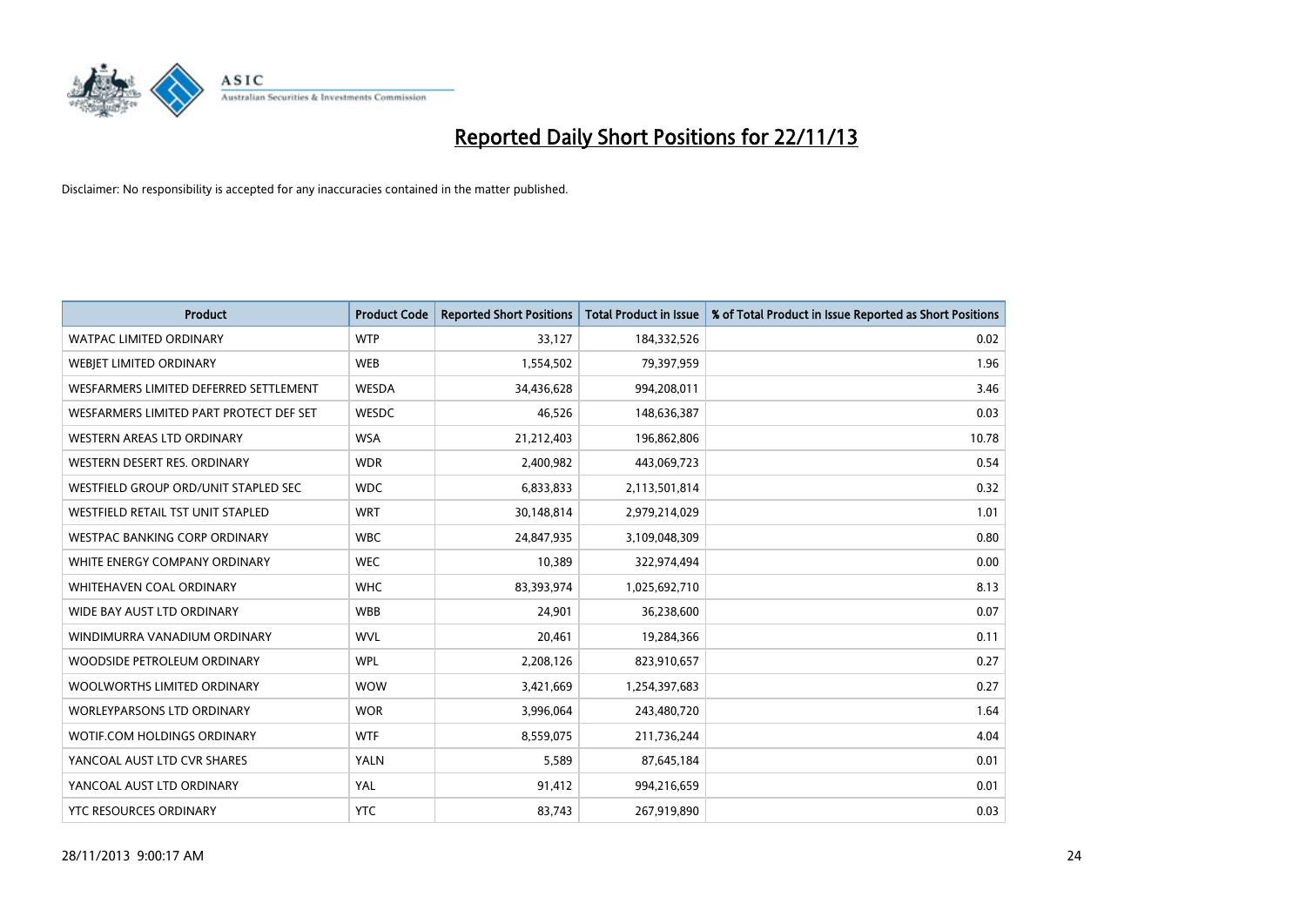# Reported Daily Short Positions for 22/11/13

Disclaimer: No responsibility is accepted for any inaccuracies contained in the matter published.

| Product | Product Code | Reported Short Positions | Total Product in Issue | % of Total Product in Issue Reported as Short Positions |
|---|---|---|---|---|
| WATPAC LIMITED ORDINARY | WTP | 33,127 | 184,332,526 | 0.02 |
| WEBJET LIMITED ORDINARY | WEB | 1,554,502 | 79,397,959 | 1.96 |
| WESFARMERS LIMITED DEFERRED SETTLEMENT | WESDA | 34,436,628 | 994,208,011 | 3.46 |
| WESFARMERS LIMITED PART PROTECT DEF SET | WESDC | 46,526 | 148,636,387 | 0.03 |
| WESTERN AREAS LTD ORDINARY | WSA | 21,212,403 | 196,862,806 | 10.78 |
| WESTERN DESERT RES. ORDINARY | WDR | 2,400,982 | 443,069,723 | 0.54 |
| WESTFIELD GROUP ORD/UNIT STAPLED SEC | WDC | 6,833,833 | 2,113,501,814 | 0.32 |
| WESTFIELD RETAIL TST UNIT STAPLED | WRT | 30,148,814 | 2,979,214,029 | 1.01 |
| WESTPAC BANKING CORP ORDINARY | WBC | 24,847,935 | 3,109,048,309 | 0.80 |
| WHITE ENERGY COMPANY ORDINARY | WEC | 10,389 | 322,974,494 | 0.00 |
| WHITEHAVEN COAL ORDINARY | WHC | 83,393,974 | 1,025,692,710 | 8.13 |
| WIDE BAY AUST LTD ORDINARY | WBB | 24,901 | 36,238,600 | 0.07 |
| WINDIMURRA VANADIUM ORDINARY | WVL | 20,461 | 19,284,366 | 0.11 |
| WOODSIDE PETROLEUM ORDINARY | WPL | 2,208,126 | 823,910,657 | 0.27 |
| WOOLWORTHS LIMITED ORDINARY | WOW | 3,421,669 | 1,254,397,683 | 0.27 |
| WORLEYPARSONS LTD ORDINARY | WOR | 3,996,064 | 243,480,720 | 1.64 |
| WOTIF.COM HOLDINGS ORDINARY | WTF | 8,559,075 | 211,736,244 | 4.04 |
| YANCOAL AUST LTD CVR SHARES | YALN | 5,589 | 87,645,184 | 0.01 |
| YANCOAL AUST LTD ORDINARY | YAL | 91,412 | 994,216,659 | 0.01 |
| YTC RESOURCES ORDINARY | YTC | 83,743 | 267,919,890 | 0.03 |

28/11/2013 9:00:17 AM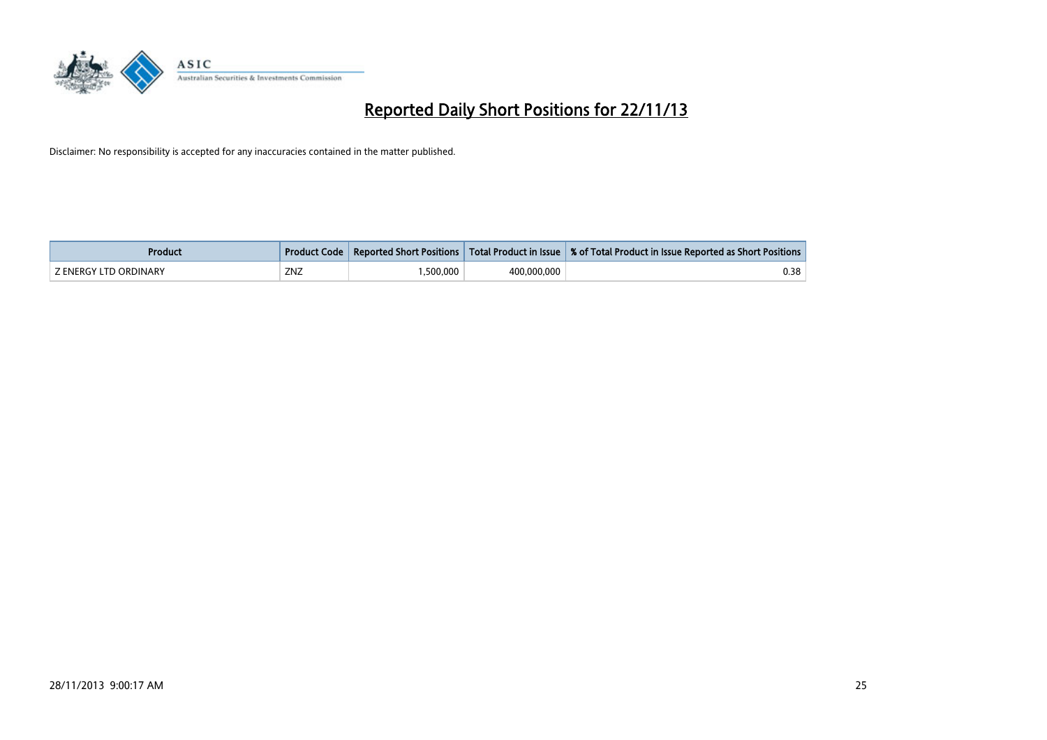# Reported Daily Short Positions for 22/11/13

Disclaimer: No responsibility is accepted for any inaccuracies contained in the matter published.

| Product | Product Code | Reported Short Positions | Total Product in Issue | % of Total Product in Issue Reported as Short Positions |
|---|---|---|---|---|
| Z ENERGY LTD ORDINARY | ZNZ | 1,500,000 | 400,000,000 | 0.38 |

28/11/2013 9:00:17 AM